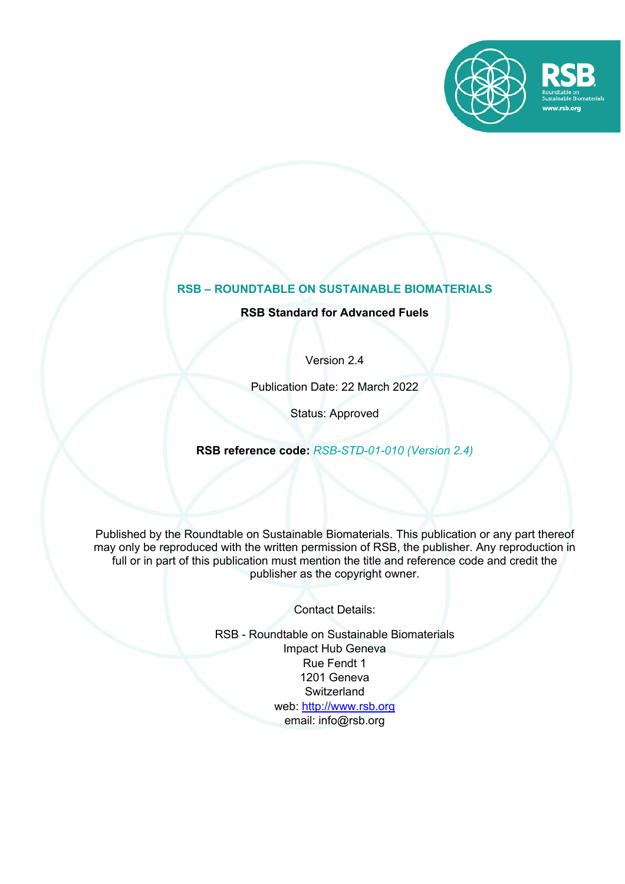# RSB – ROUNDTABLE ON SUSTAINABLE BIOMATERIALS

**RSB Standard for Advanced Fuels**

Version 2.4

Publication Date: 22 March 2022

Status: Approved

**RSB reference code:** *RSB-STD-01-010 (Version 2.4)*

Published by the Roundtable on Sustainable Biomaterials. This publication or any part thereof may only be reproduced with the written permission of RSB, the publisher. Any reproduction in full or in part of this publication must mention the title and reference code and credit the publisher as the copyright owner.

Contact Details:

RSB - Roundtable on Sustainable Biomaterials
Impact Hub Geneva
Rue Fendt 1
1201 Geneva
Switzerland
web: http://www.rsb.org
email: info@rsb.org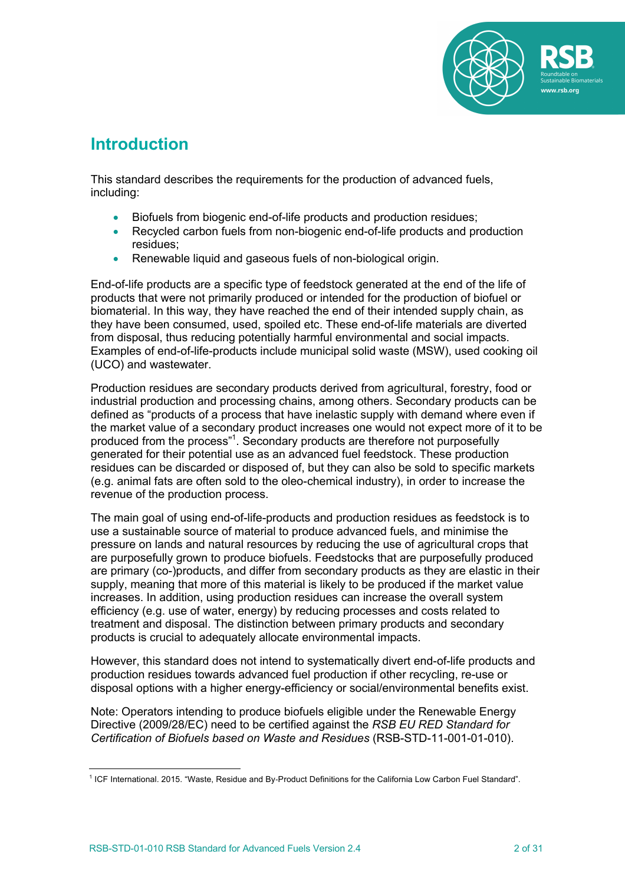# Introduction

This standard describes the requirements for the production of advanced fuels, including:

- Biofuels from biogenic end-of-life products and production residues;
- Recycled carbon fuels from non-biogenic end-of-life products and production residues;
- Renewable liquid and gaseous fuels of non-biological origin.

End-of-life products are a specific type of feedstock generated at the end of the life of products that were not primarily produced or intended for the production of biofuel or biomaterial. In this way, they have reached the end of their intended supply chain, as they have been consumed, used, spoiled etc. These end-of-life materials are diverted from disposal, thus reducing potentially harmful environmental and social impacts. Examples of end-of-life-products include municipal solid waste (MSW), used cooking oil (UCO) and wastewater.

Production residues are secondary products derived from agricultural, forestry, food or industrial production and processing chains, among others. Secondary products can be defined as "products of a process that have inelastic supply with demand where even if the market value of a secondary product increases one would not expect more of it to be produced from the process"[1]. Secondary products are therefore not purposefully generated for their potential use as an advanced fuel feedstock. These production residues can be discarded or disposed of, but they can also be sold to specific markets (e.g. animal fats are often sold to the oleo-chemical industry), in order to increase the revenue of the production process.

The main goal of using end-of-life-products and production residues as feedstock is to use a sustainable source of material to produce advanced fuels, and minimise the pressure on lands and natural resources by reducing the use of agricultural crops that are purposefully grown to produce biofuels. Feedstocks that are purposefully produced are primary (co-)products, and differ from secondary products as they are elastic in their supply, meaning that more of this material is likely to be produced if the market value increases. In addition, using production residues can increase the overall system efficiency (e.g. use of water, energy) by reducing processes and costs related to treatment and disposal. The distinction between primary products and secondary products is crucial to adequately allocate environmental impacts.

However, this standard does not intend to systematically divert end-of-life products and production residues towards advanced fuel production if other recycling, re-use or disposal options with a higher energy-efficiency or social/environmental benefits exist.

Note: Operators intending to produce biofuels eligible under the Renewable Energy Directive (2009/28/EC) need to be certified against the *RSB EU RED Standard for Certification of Biofuels based on Waste and Residues* (RSB-STD-11-001-01-010).

---

[1] ICF International. 2015. "Waste, Residue and By-Product Definitions for the California Low Carbon Fuel Standard".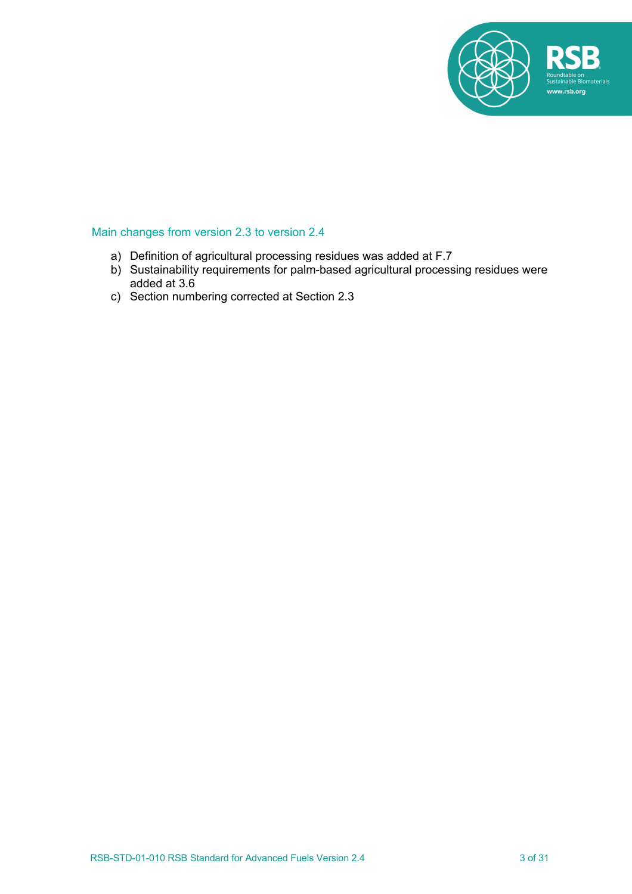## Main changes from version 2.3 to version 2.4

a) Definition of agricultural processing residues was added at F.7
b) Sustainability requirements for palm-based agricultural processing residues were added at 3.6
c) Section numbering corrected at Section 2.3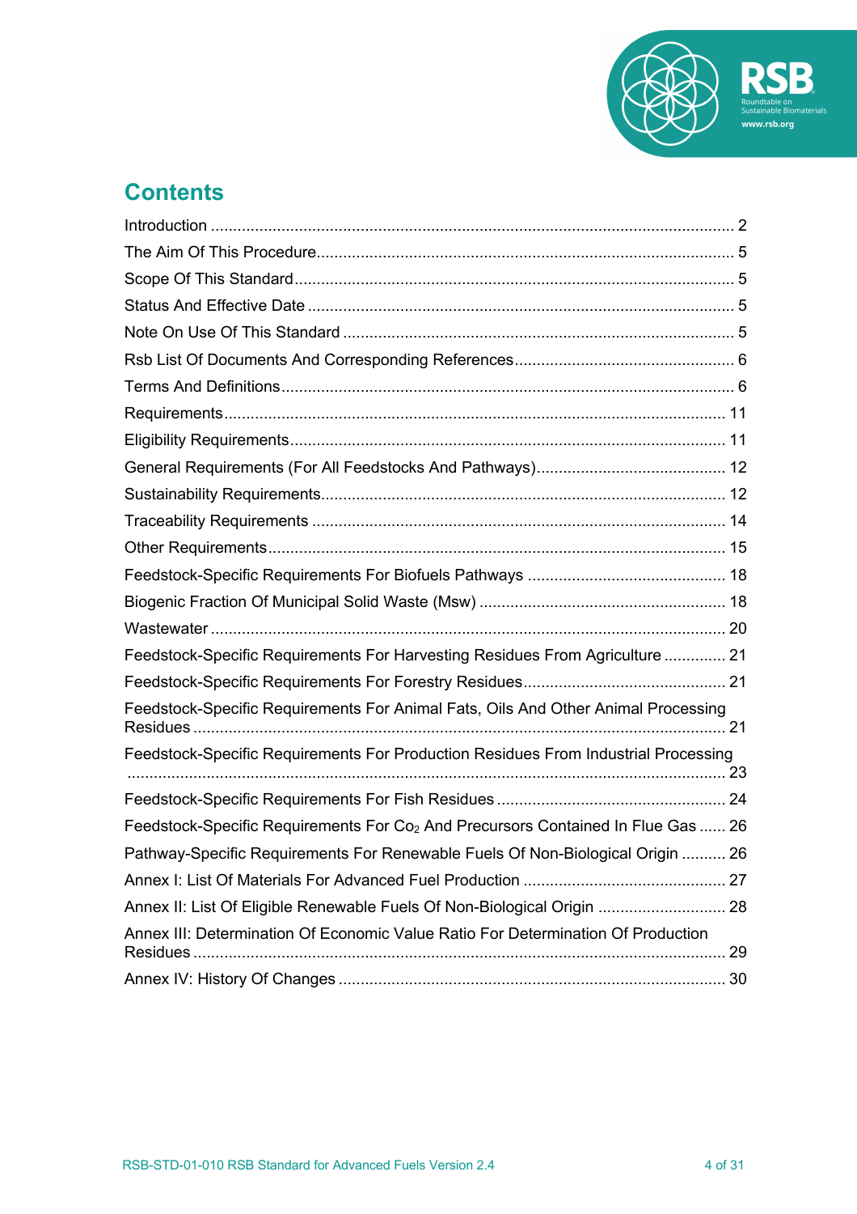## Contents

Introduction ........................................................................................................ 2
The Aim Of This Procedure.............................................................................. 5
Scope Of This Standard.................................................................................... 5
Status And Effective Date ................................................................................ 5
Note On Use Of This Standard ........................................................................ 5
Rsb List Of Documents And Corresponding References................................. 6
Terms And Definitions...................................................................................... 6
Requirements.................................................................................................. 11
Eligibility Requirements.................................................................................. 11
General Requirements (For All Feedstocks And Pathways)........................... 12
Sustainability Requirements........................................................................... 12
Traceability Requirements ............................................................................. 14
Other Requirements....................................................................................... 15
Feedstock-Specific Requirements For Biofuels Pathways ............................. 18
Biogenic Fraction Of Municipal Solid Waste (Msw) ........................................ 18
Wastewater .................................................................................................... 20
Feedstock-Specific Requirements For Harvesting Residues From Agriculture .............. 21
Feedstock-Specific Requirements For Forestry Residues............................. 21
Feedstock-Specific Requirements For Animal Fats, Oils And Other Animal Processing Residues ....................................................................................................... 21
Feedstock-Specific Requirements For Production Residues From Industrial Processing ....................................................................................................... 23
Feedstock-Specific Requirements For Fish Residues .................................... 24
Feedstock-Specific Requirements For $Co_2$ And Precursors Contained In Flue Gas ...... 26
Pathway-Specific Requirements For Renewable Fuels Of Non-Biological Origin .......... 26
Annex I: List Of Materials For Advanced Fuel Production ............................. 27
Annex II: List Of Eligible Renewable Fuels Of Non-Biological Origin ............................. 28
Annex III: Determination Of Economic Value Ratio For Determination Of Production Residues ....................................................................................................... 29
Annex IV: History Of Changes ....................................................................... 30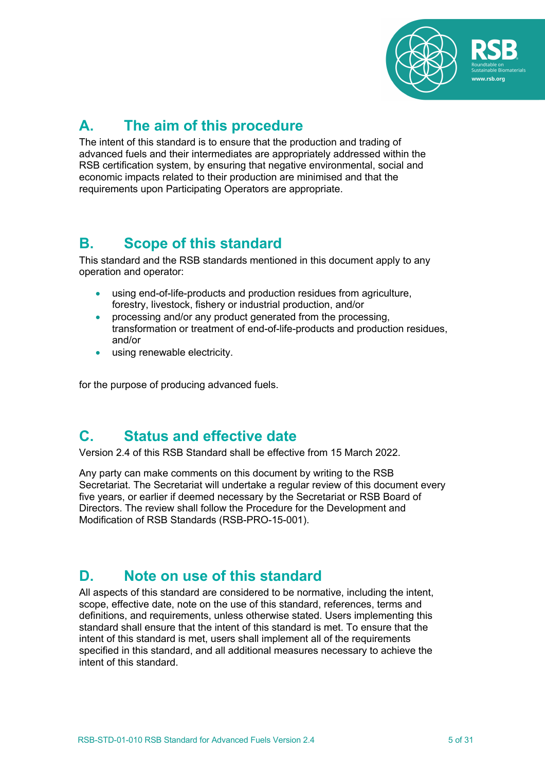## A. The aim of this procedure

The intent of this standard is to ensure that the production and trading of advanced fuels and their intermediates are appropriately addressed within the RSB certification system, by ensuring that negative environmental, social and economic impacts related to their production are minimised and that the requirements upon Participating Operators are appropriate.

## B. Scope of this standard

This standard and the RSB standards mentioned in this document apply to any operation and operator:

- using end-of-life-products and production residues from agriculture, forestry, livestock, fishery or industrial production, and/or
- processing and/or any product generated from the processing, transformation or treatment of end-of-life-products and production residues, and/or
- using renewable electricity.

for the purpose of producing advanced fuels.

## C. Status and effective date

Version 2.4 of this RSB Standard shall be effective from 15 March 2022.

Any party can make comments on this document by writing to the RSB Secretariat. The Secretariat will undertake a regular review of this document every five years, or earlier if deemed necessary by the Secretariat or RSB Board of Directors. The review shall follow the Procedure for the Development and Modification of RSB Standards (RSB-PRO-15-001).

## D. Note on use of this standard

All aspects of this standard are considered to be normative, including the intent, scope, effective date, note on the use of this standard, references, terms and definitions, and requirements, unless otherwise stated. Users implementing this standard shall ensure that the intent of this standard is met. To ensure that the intent of this standard is met, users shall implement all of the requirements specified in this standard, and all additional measures necessary to achieve the intent of this standard.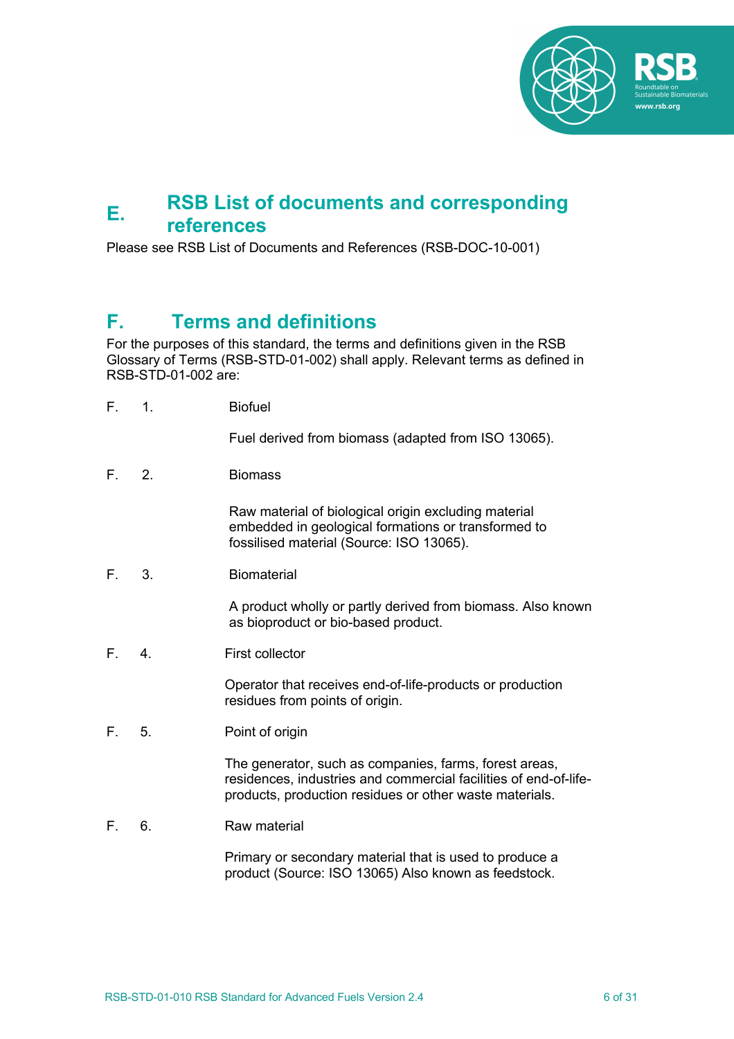## E. RSB List of documents and corresponding references

Please see RSB List of Documents and References (RSB-DOC-10-001)

## F. Terms and definitions

For the purposes of this standard, the terms and definitions given in the RSB Glossary of Terms (RSB-STD-01-002) shall apply. Relevant terms as defined in RSB-STD-01-002 are:

F. 1. Biofuel

Fuel derived from biomass (adapted from ISO 13065).

F. 2. Biomass

Raw material of biological origin excluding material embedded in geological formations or transformed to fossilised material (Source: ISO 13065).

F. 3. Biomaterial

A product wholly or partly derived from biomass. Also known as bioproduct or bio-based product.

F. 4. First collector

Operator that receives end-of-life-products or production residues from points of origin.

F. 5. Point of origin

The generator, such as companies, farms, forest areas, residences, industries and commercial facilities of end-of-life-products, production residues or other waste materials.

F. 6. Raw material

Primary or secondary material that is used to produce a product (Source: ISO 13065) Also known as feedstock.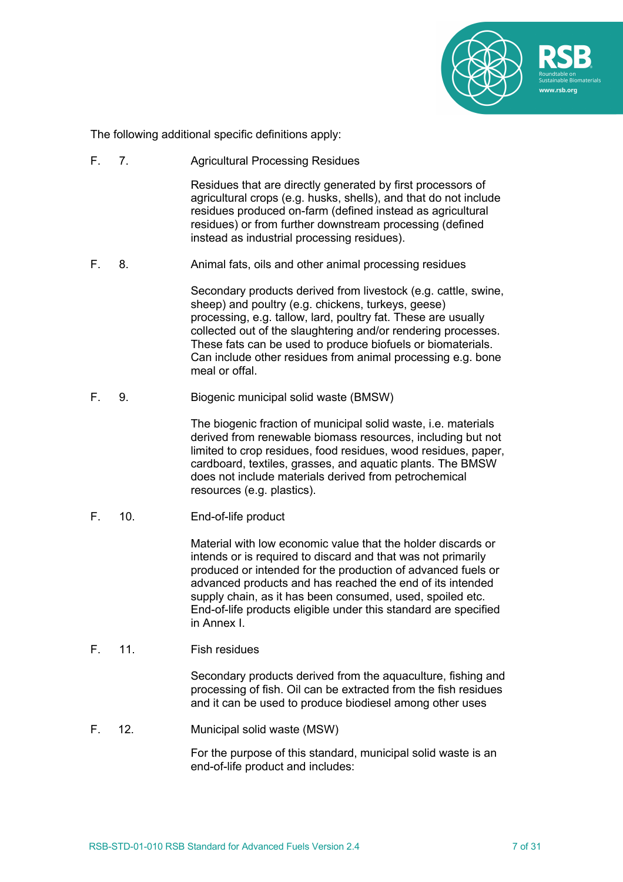The following additional specific definitions apply:

F. 7. **Agricultural Processing Residues**

Residues that are directly generated by first processors of agricultural crops (e.g. husks, shells), and that do not include residues produced on-farm (defined instead as agricultural residues) or from further downstream processing (defined instead as industrial processing residues).

F. 8. **Animal fats, oils and other animal processing residues**

Secondary products derived from livestock (e.g. cattle, swine, sheep) and poultry (e.g. chickens, turkeys, geese) processing, e.g. tallow, lard, poultry fat. These are usually collected out of the slaughtering and/or rendering processes. These fats can be used to produce biofuels or biomaterials. Can include other residues from animal processing e.g. bone meal or offal.

F. 9. **Biogenic municipal solid waste (BMSW)**

The biogenic fraction of municipal solid waste, i.e. materials derived from renewable biomass resources, including but not limited to crop residues, food residues, wood residues, paper, cardboard, textiles, grasses, and aquatic plants. The BMSW does not include materials derived from petrochemical resources (e.g. plastics).

F. 10. **End-of-life product**

Material with low economic value that the holder discards or intends or is required to discard and that was not primarily produced or intended for the production of advanced fuels or advanced products and has reached the end of its intended supply chain, as it has been consumed, used, spoiled etc. End-of-life products eligible under this standard are specified in Annex I.

F. 11. **Fish residues**

Secondary products derived from the aquaculture, fishing and processing of fish. Oil can be extracted from the fish residues and it can be used to produce biodiesel among other uses

F. 12. **Municipal solid waste (MSW)**

For the purpose of this standard, municipal solid waste is an end-of-life product and includes: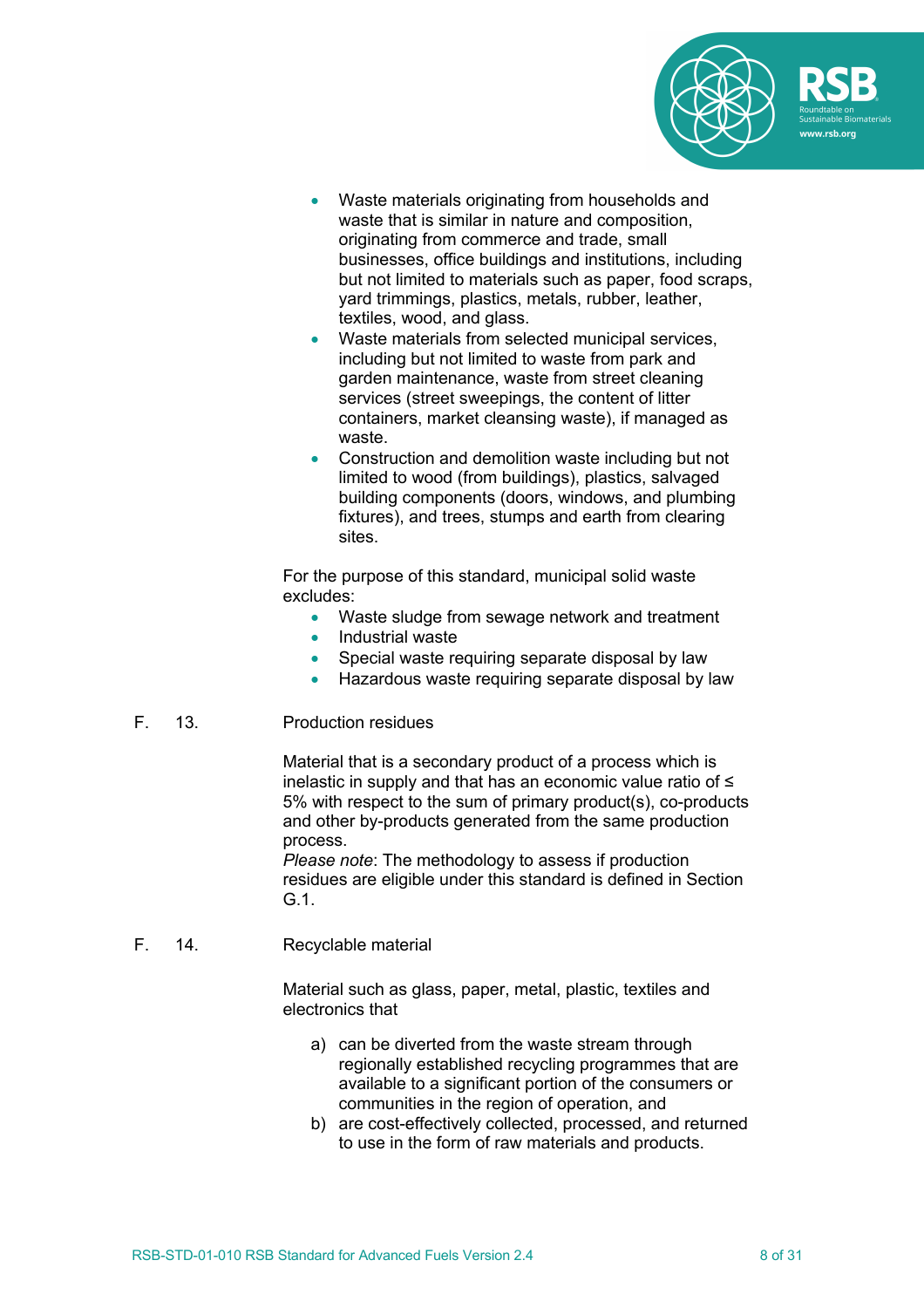- Waste materials originating from households and waste that is similar in nature and composition, originating from commerce and trade, small businesses, office buildings and institutions, including but not limited to materials such as paper, food scraps, yard trimmings, plastics, metals, rubber, leather, textiles, wood, and glass.
- Waste materials from selected municipal services, including but not limited to waste from park and garden maintenance, waste from street cleaning services (street sweepings, the content of litter containers, market cleansing waste), if managed as waste.
- Construction and demolition waste including but not limited to wood (from buildings), plastics, salvaged building components (doors, windows, and plumbing fixtures), and trees, stumps and earth from clearing sites.

For the purpose of this standard, municipal solid waste excludes:

- Waste sludge from sewage network and treatment
- Industrial waste
- Special waste requiring separate disposal by law
- Hazardous waste requiring separate disposal by law

F. 13. Production residues

Material that is a secondary product of a process which is inelastic in supply and that has an economic value ratio of ≤ 5% with respect to the sum of primary product(s), co-products and other by-products generated from the same production process.
*Please note*: The methodology to assess if production residues are eligible under this standard is defined in Section G.1.

F. 14. Recyclable material

Material such as glass, paper, metal, plastic, textiles and electronics that

a) can be diverted from the waste stream through regionally established recycling programmes that are available to a significant portion of the consumers or communities in the region of operation, and
b) are cost-effectively collected, processed, and returned to use in the form of raw materials and products.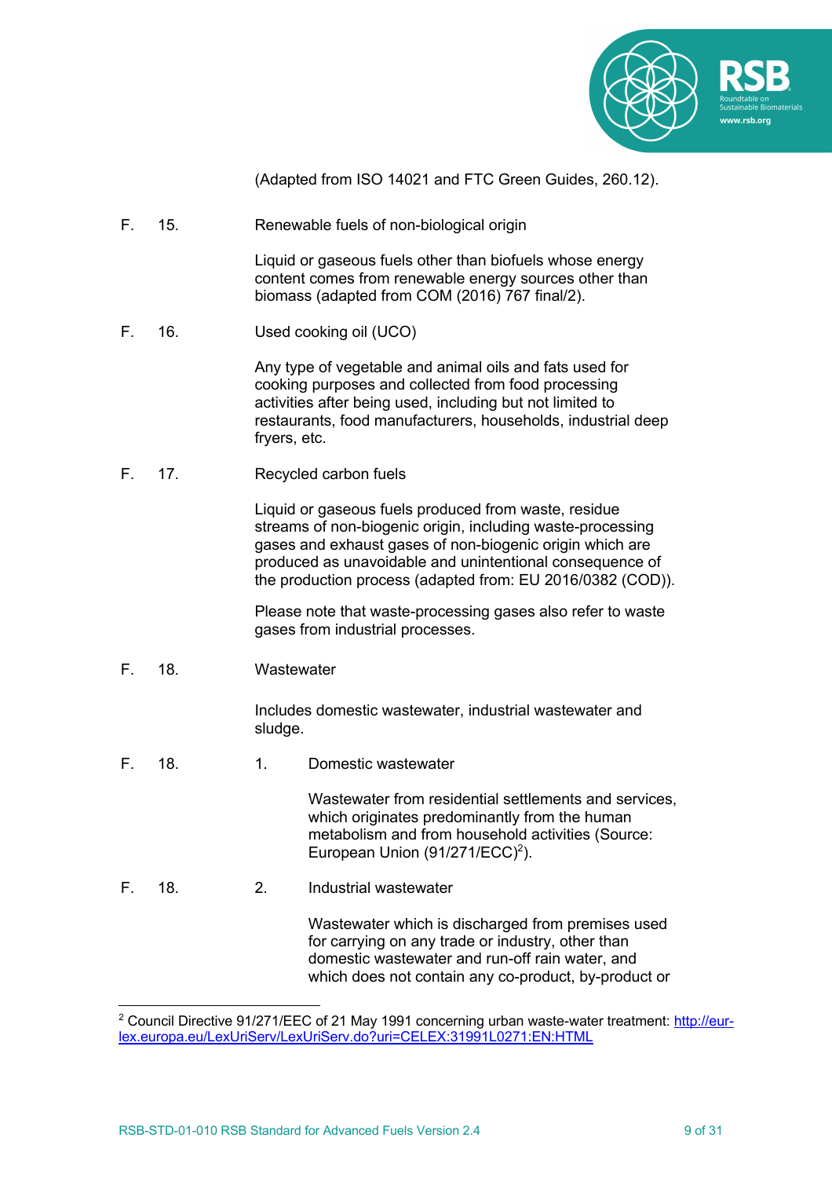(Adapted from ISO 14021 and FTC Green Guides, 260.12).

F. 15. Renewable fuels of non-biological origin

Liquid or gaseous fuels other than biofuels whose energy content comes from renewable energy sources other than biomass (adapted from COM (2016) 767 final/2).

F. 16. Used cooking oil (UCO)

Any type of vegetable and animal oils and fats used for cooking purposes and collected from food processing activities after being used, including but not limited to restaurants, food manufacturers, households, industrial deep fryers, etc.

F. 17. Recycled carbon fuels

Liquid or gaseous fuels produced from waste, residue streams of non-biogenic origin, including waste-processing gases and exhaust gases of non-biogenic origin which are produced as unavoidable and unintentional consequence of the production process (adapted from: EU 2016/0382 (COD)).

Please note that waste-processing gases also refer to waste gases from industrial processes.

F. 18. Wastewater

Includes domestic wastewater, industrial wastewater and sludge.

F. 18. 1. Domestic wastewater

Wastewater from residential settlements and services, which originates predominantly from the human metabolism and from household activities (Source: European Union (91/271/ECC)[2]).

F. 18. 2. Industrial wastewater

Wastewater which is discharged from premises used for carrying on any trade or industry, other than domestic wastewater and run-off rain water, and which does not contain any co-product, by-product or

---

[2] Council Directive 91/271/EEC of 21 May 1991 concerning urban waste-water treatment: http://eur-lex.europa.eu/LexUriServ/LexUriServ.do?uri=CELEX:31991L0271:EN:HTML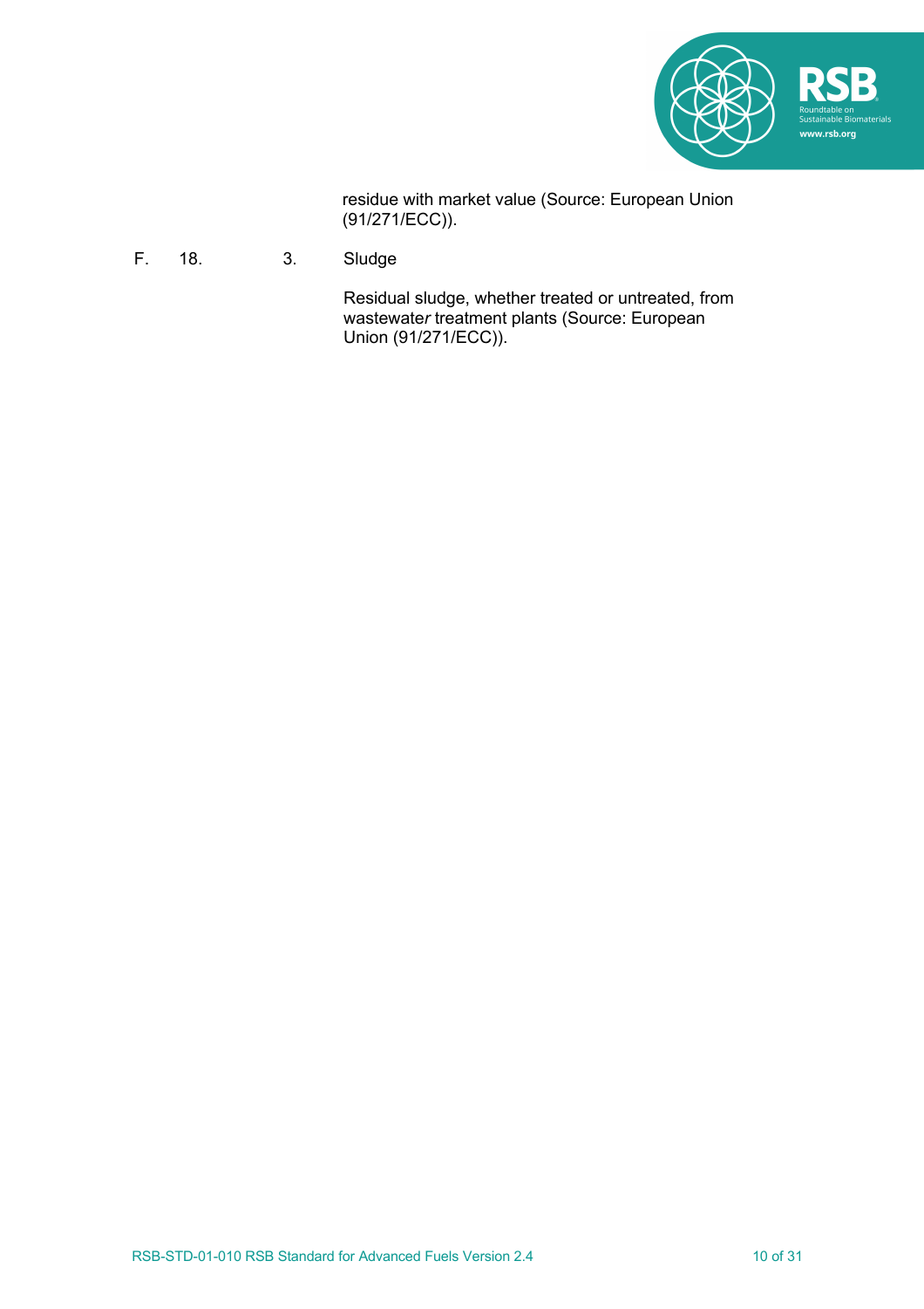residue with market value (Source: European Union (91/271/ECC)).

| | | | |
|---|---|---|---|
| F. | 18. | 3. | Sludge<br><br>Residual sludge, whether treated or untreated, from wastewater treatment plants (Source: European Union (91/271/ECC)). |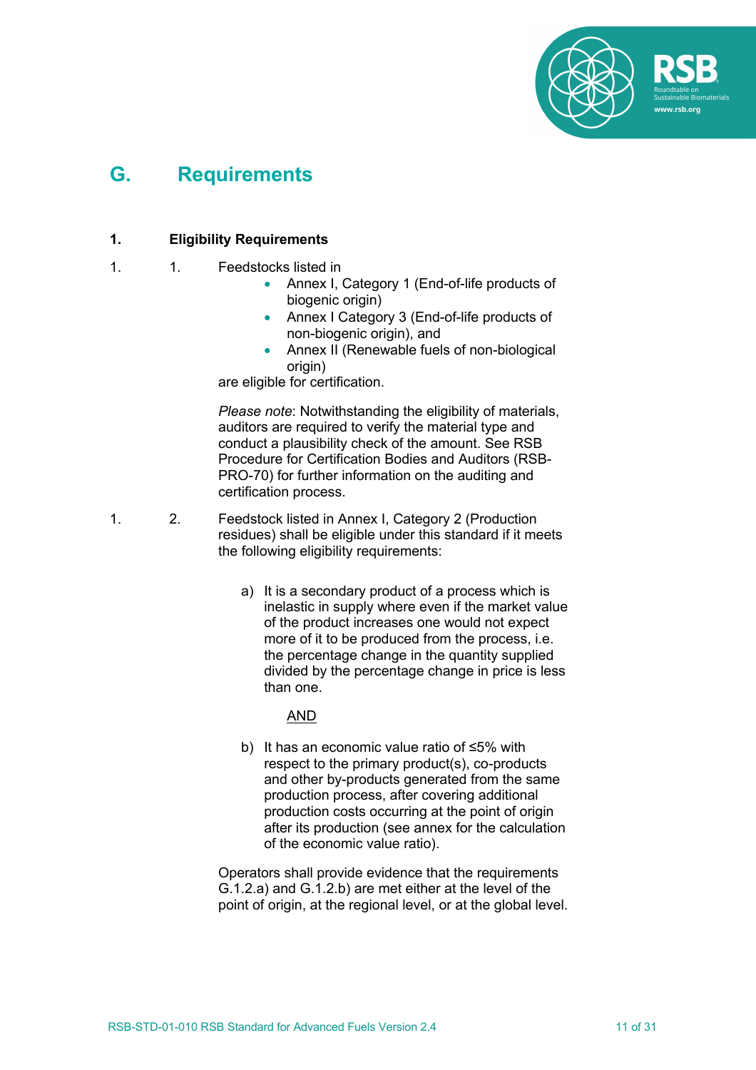# G. Requirements

## 1. Eligibility Requirements

1. 1. Feedstocks listed in

- Annex I, Category 1 (End-of-life products of biogenic origin)
- Annex I Category 3 (End-of-life products of non-biogenic origin), and
- Annex II (Renewable fuels of non-biological origin)

are eligible for certification.

*Please note*: Notwithstanding the eligibility of materials, auditors are required to verify the material type and conduct a plausibility check of the amount. See RSB Procedure for Certification Bodies and Auditors (RSB-PRO-70) for further information on the auditing and certification process.

1. 2. Feedstock listed in Annex I, Category 2 (Production residues) shall be eligible under this standard if it meets the following eligibility requirements:

a) It is a secondary product of a process which is inelastic in supply where even if the market value of the product increases one would not expect more of it to be produced from the process, i.e. the percentage change in the quantity supplied divided by the percentage change in price is less than one.

<u>AND</u>

b) It has an economic value ratio of ≤5% with respect to the primary product(s), co-products and other by-products generated from the same production process, after covering additional production costs occurring at the point of origin after its production (see annex for the calculation of the economic value ratio).

Operators shall provide evidence that the requirements G.1.2.a) and G.1.2.b) are met either at the level of the point of origin, at the regional level, or at the global level.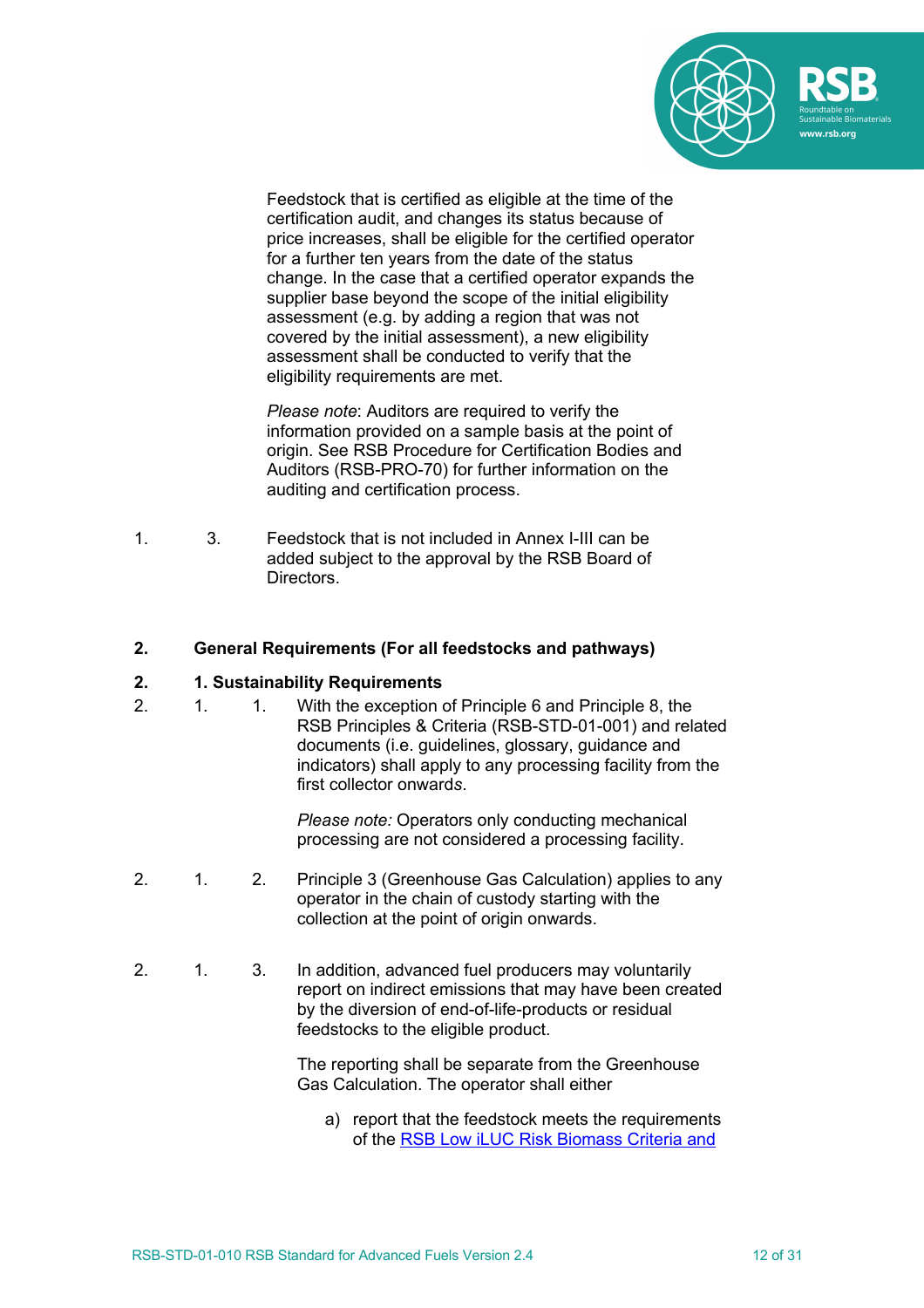Feedstock that is certified as eligible at the time of the certification audit, and changes its status because of price increases, shall be eligible for the certified operator for a further ten years from the date of the status change. In the case that a certified operator expands the supplier base beyond the scope of the initial eligibility assessment (e.g. by adding a region that was not covered by the initial assessment), a new eligibility assessment shall be conducted to verify that the eligibility requirements are met.

*Please note*: Auditors are required to verify the information provided on a sample basis at the point of origin. See RSB Procedure for Certification Bodies and Auditors (RSB-PRO-70) for further information on the auditing and certification process.

1. 3. Feedstock that is not included in Annex I-III can be added subject to the approval by the RSB Board of Directors.

## 2. General Requirements (For all feedstocks and pathways)

### 2. 1. Sustainability Requirements

2. 1. 1. With the exception of Principle 6 and Principle 8, the RSB Principles & Criteria (RSB-STD-01-001) and related documents (i.e. guidelines, glossary, guidance and indicators) shall apply to any processing facility from the first collector onwards.

*Please note:* Operators only conducting mechanical processing are not considered a processing facility.

2. 1. 2. Principle 3 (Greenhouse Gas Calculation) applies to any operator in the chain of custody starting with the collection at the point of origin onwards.

2. 1. 3. In addition, advanced fuel producers may voluntarily report on indirect emissions that may have been created by the diversion of end-of-life-products or residual feedstocks to the eligible product.

The reporting shall be separate from the Greenhouse Gas Calculation. The operator shall either

a) report that the feedstock meets the requirements of the RSB Low iLUC Risk Biomass Criteria and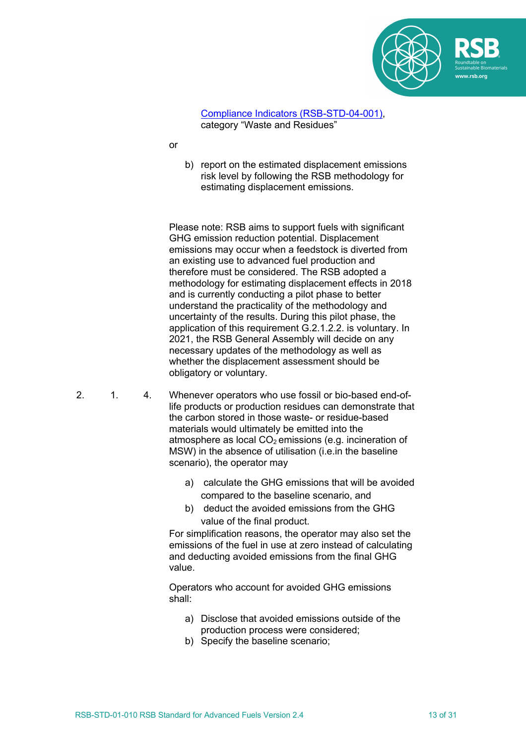[Compliance Indicators (RSB-STD-04-001)](), category "Waste and Residues"

or

b) report on the estimated displacement emissions risk level by following the RSB methodology for estimating displacement emissions.

Please note: RSB aims to support fuels with significant GHG emission reduction potential. Displacement emissions may occur when a feedstock is diverted from an existing use to advanced fuel production and therefore must be considered. The RSB adopted a methodology for estimating displacement effects in 2018 and is currently conducting a pilot phase to better understand the practicality of the methodology and uncertainty of the results. During this pilot phase, the application of this requirement G.2.1.2.2. is voluntary. In 2021, the RSB General Assembly will decide on any necessary updates of the methodology as well as whether the displacement assessment should be obligatory or voluntary.

2. 1. 4. Whenever operators who use fossil or bio-based end-of-life products or production residues can demonstrate that the carbon stored in those waste- or residue-based materials would ultimately be emitted into the atmosphere as local $CO_2$ emissions (e.g. incineration of MSW) in the absence of utilisation (i.e.in the baseline scenario), the operator may

a) calculate the GHG emissions that will be avoided compared to the baseline scenario, and
b) deduct the avoided emissions from the GHG value of the final product.

For simplification reasons, the operator may also set the emissions of the fuel in use at zero instead of calculating and deducting avoided emissions from the final GHG value.

Operators who account for avoided GHG emissions shall:

a) Disclose that avoided emissions outside of the production process were considered;
b) Specify the baseline scenario;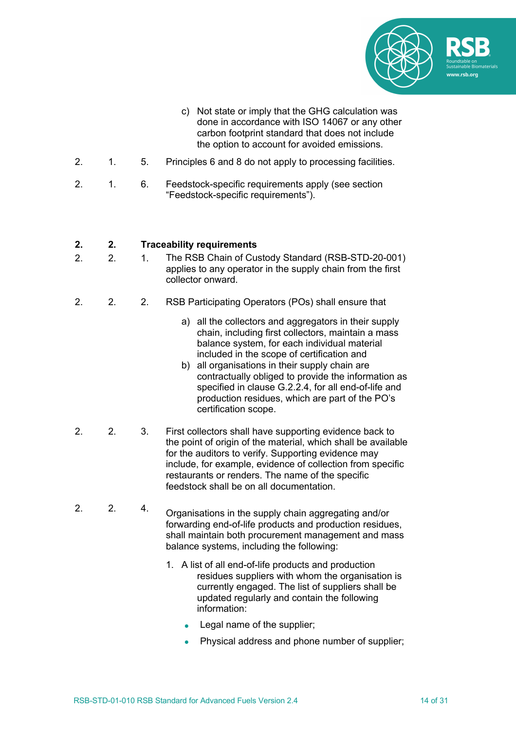c) Not state or imply that the GHG calculation was done in accordance with ISO 14067 or any other carbon footprint standard that does not include the option to account for avoided emissions.

2.1.5. Principles 6 and 8 do not apply to processing facilities.

2.1.6. Feedstock-specific requirements apply (see section "Feedstock-specific requirements").

## 2.2. Traceability requirements

2.2.1. The RSB Chain of Custody Standard (RSB-STD-20-001) applies to any operator in the supply chain from the first collector onward.

2.2.2. RSB Participating Operators (POs) shall ensure that

a) all the collectors and aggregators in their supply chain, including first collectors, maintain a mass balance system, for each individual material included in the scope of certification and
b) all organisations in their supply chain are contractually obliged to provide the information as specified in clause G.2.2.4, for all end-of-life and production residues, which are part of the PO's certification scope.

2.2.3. First collectors shall have supporting evidence back to the point of origin of the material, which shall be available for the auditors to verify. Supporting evidence may include, for example, evidence of collection from specific restaurants or renders. The name of the specific feedstock shall be on all documentation.

2.2.4. Organisations in the supply chain aggregating and/or forwarding end-of-life products and production residues, shall maintain both procurement management and mass balance systems, including the following:

1. A list of all end-of-life products and production residues suppliers with whom the organisation is currently engaged. The list of suppliers shall be updated regularly and contain the following information:
   - Legal name of the supplier;
   - Physical address and phone number of supplier;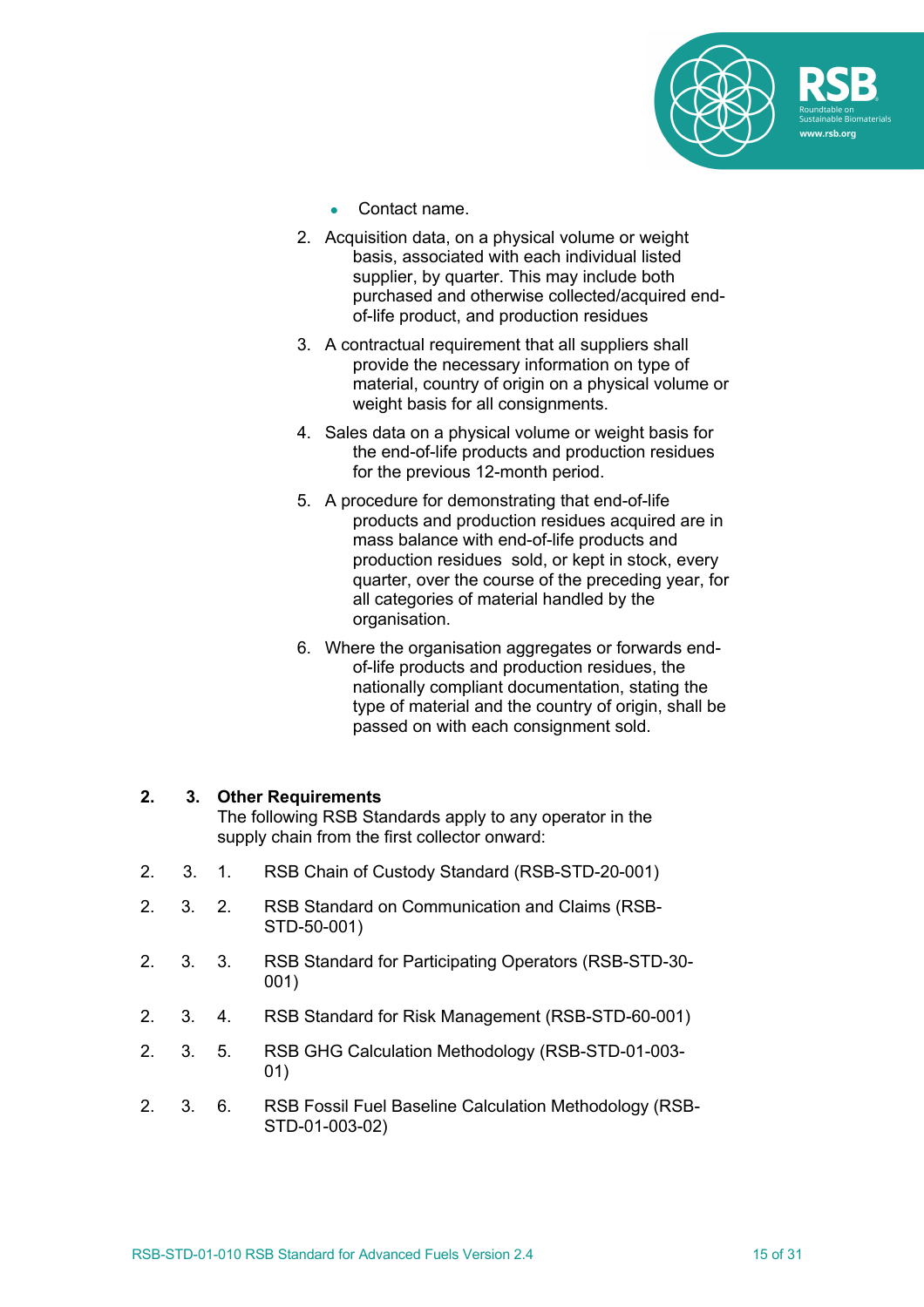- Contact name.

2. Acquisition data, on a physical volume or weight basis, associated with each individual listed supplier, by quarter. This may include both purchased and otherwise collected/acquired end-of-life product, and production residues
3. A contractual requirement that all suppliers shall provide the necessary information on type of material, country of origin on a physical volume or weight basis for all consignments.
4. Sales data on a physical volume or weight basis for the end-of-life products and production residues for the previous 12-month period.
5. A procedure for demonstrating that end-of-life products and production residues acquired are in mass balance with end-of-life products and production residues sold, or kept in stock, every quarter, over the course of the preceding year, for all categories of material handled by the organisation.
6. Where the organisation aggregates or forwards end-of-life products and production residues, the nationally compliant documentation, stating the type of material and the country of origin, shall be passed on with each consignment sold.

**2. 3. Other Requirements**

The following RSB Standards apply to any operator in the supply chain from the first collector onward:

2\. 3. 1. RSB Chain of Custody Standard (RSB-STD-20-001)

2\. 3. 2. RSB Standard on Communication and Claims (RSB-STD-50-001)

2\. 3. 3. RSB Standard for Participating Operators (RSB-STD-30-001)

2\. 3. 4. RSB Standard for Risk Management (RSB-STD-60-001)

2\. 3. 5. RSB GHG Calculation Methodology (RSB-STD-01-003-01)

2\. 3. 6. RSB Fossil Fuel Baseline Calculation Methodology (RSB-STD-01-003-02)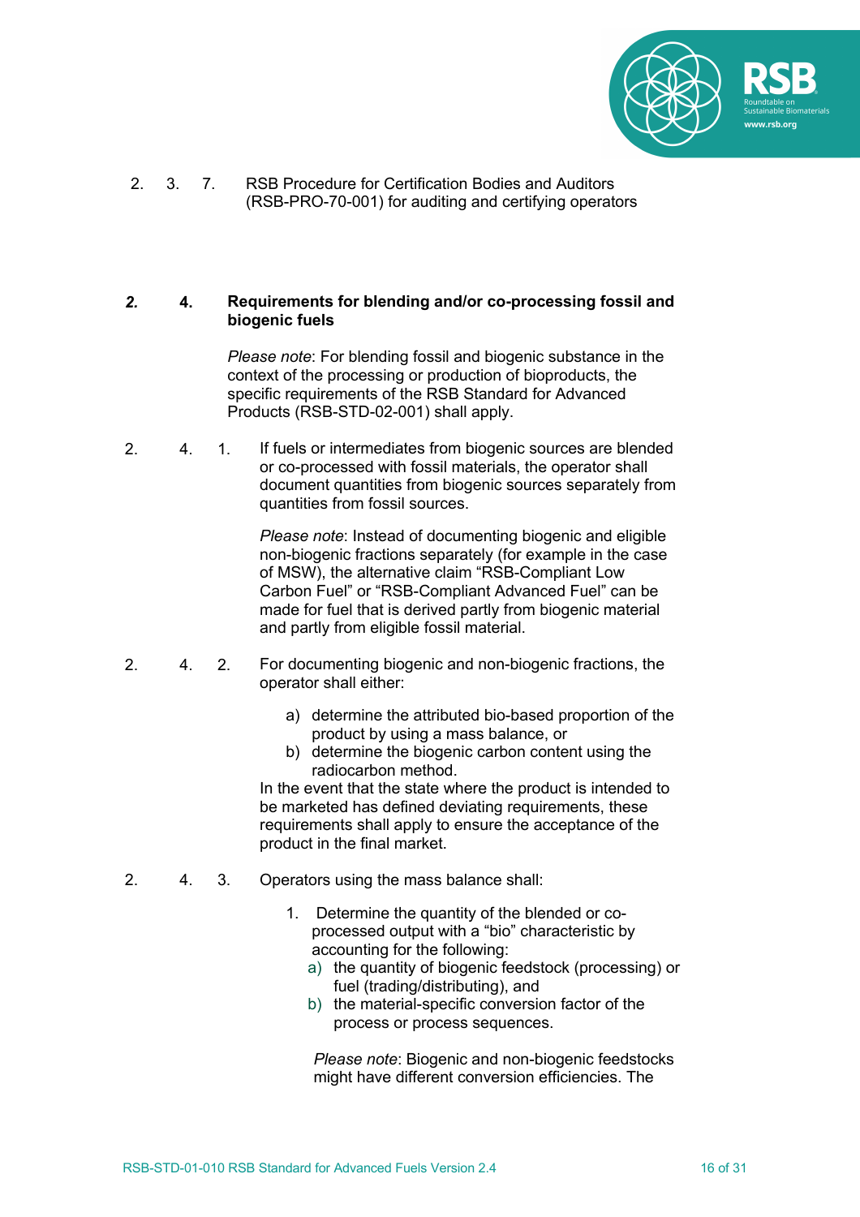2.3.7. RSB Procedure for Certification Bodies and Auditors (RSB-PRO-70-001) for auditing and certifying operators

## 2.4. Requirements for blending and/or co-processing fossil and biogenic fuels

*Please note*: For blending fossil and biogenic substance in the context of the processing or production of bioproducts, the specific requirements of the RSB Standard for Advanced Products (RSB-STD-02-001) shall apply.

2.4.1. If fuels or intermediates from biogenic sources are blended or co-processed with fossil materials, the operator shall document quantities from biogenic sources separately from quantities from fossil sources.

*Please note*: Instead of documenting biogenic and eligible non-biogenic fractions separately (for example in the case of MSW), the alternative claim "RSB-Compliant Low Carbon Fuel" or "RSB-Compliant Advanced Fuel" can be made for fuel that is derived partly from biogenic material and partly from eligible fossil material.

2.4.2. For documenting biogenic and non-biogenic fractions, the operator shall either:

a) determine the attributed bio-based proportion of the product by using a mass balance, or
b) determine the biogenic carbon content using the radiocarbon method.

In the event that the state where the product is intended to be marketed has defined deviating requirements, these requirements shall apply to ensure the acceptance of the product in the final market.

2.4.3. Operators using the mass balance shall:

1. Determine the quantity of the blended or co-processed output with a "bio" characteristic by accounting for the following:
   a) the quantity of biogenic feedstock (processing) or fuel (trading/distributing), and
   b) the material-specific conversion factor of the process or process sequences.

   *Please note*: Biogenic and non-biogenic feedstocks might have different conversion efficiencies. The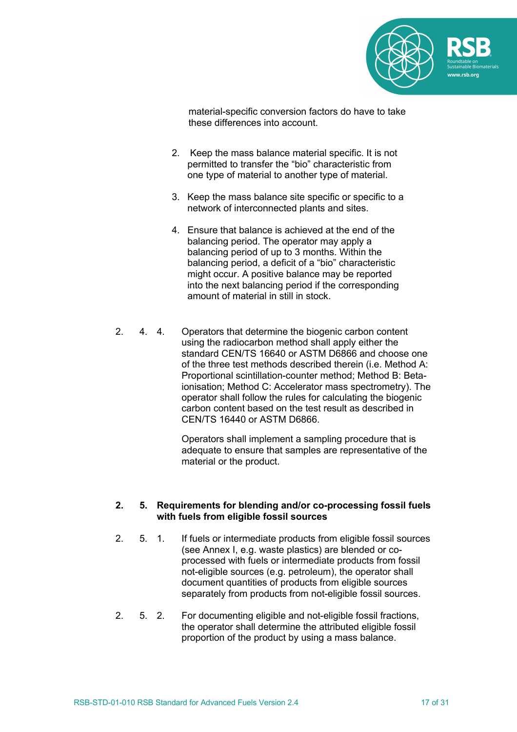material-specific conversion factors do have to take these differences into account.

2. Keep the mass balance material specific. It is not permitted to transfer the “bio” characteristic from one type of material to another type of material.

3. Keep the mass balance site specific or specific to a network of interconnected plants and sites.

4. Ensure that balance is achieved at the end of the balancing period. The operator may apply a balancing period of up to 3 months. Within the balancing period, a deficit of a “bio” characteristic might occur. A positive balance may be reported into the next balancing period if the corresponding amount of material in still in stock.

2. 4. 4. Operators that determine the biogenic carbon content using the radiocarbon method shall apply either the standard CEN/TS 16640 or ASTM D6866 and choose one of the three test methods described therein (i.e. Method A: Proportional scintillation-counter method; Method B: Beta-ionisation; Method C: Accelerator mass spectrometry). The operator shall follow the rules for calculating the biogenic carbon content based on the test result as described in CEN/TS 16440 or ASTM D6866.

Operators shall implement a sampling procedure that is adequate to ensure that samples are representative of the material or the product.

**2. 5. Requirements for blending and/or co-processing fossil fuels with fuels from eligible fossil sources**

2. 5. 1. If fuels or intermediate products from eligible fossil sources (see Annex I, e.g. waste plastics) are blended or co-processed with fuels or intermediate products from fossil not-eligible sources (e.g. petroleum), the operator shall document quantities of products from eligible sources separately from products from not-eligible fossil sources.

2. 5. 2. For documenting eligible and not-eligible fossil fractions, the operator shall determine the attributed eligible fossil proportion of the product by using a mass balance.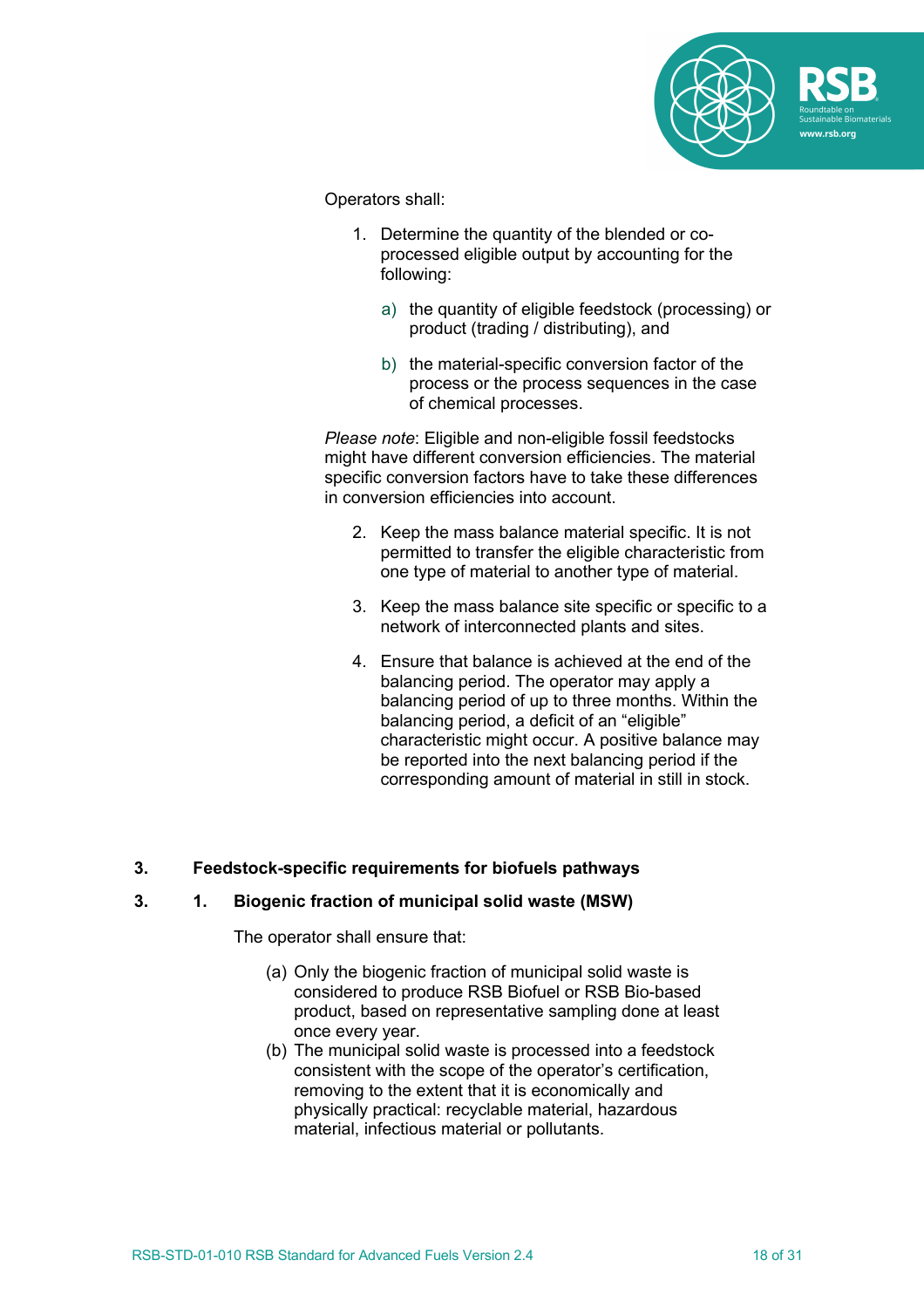Operators shall:

1. Determine the quantity of the blended or co-processed eligible output by accounting for the following:

    a) the quantity of eligible feedstock (processing) or product (trading / distributing), and

    b) the material-specific conversion factor of the process or the process sequences in the case of chemical processes.

*Please note*: Eligible and non-eligible fossil feedstocks might have different conversion efficiencies. The material specific conversion factors have to take these differences in conversion efficiencies into account.

2. Keep the mass balance material specific. It is not permitted to transfer the eligible characteristic from one type of material to another type of material.

3. Keep the mass balance site specific or specific to a network of interconnected plants and sites.

4. Ensure that balance is achieved at the end of the balancing period. The operator may apply a balancing period of up to three months. Within the balancing period, a deficit of an "eligible" characteristic might occur. A positive balance may be reported into the next balancing period if the corresponding amount of material in still in stock.

## 3. Feedstock-specific requirements for biofuels pathways

### 3. 1. Biogenic fraction of municipal solid waste (MSW)

The operator shall ensure that:

(a) Only the biogenic fraction of municipal solid waste is considered to produce RSB Biofuel or RSB Bio-based product, based on representative sampling done at least once every year.

(b) The municipal solid waste is processed into a feedstock consistent with the scope of the operator's certification, removing to the extent that it is economically and physically practical: recyclable material, hazardous material, infectious material or pollutants.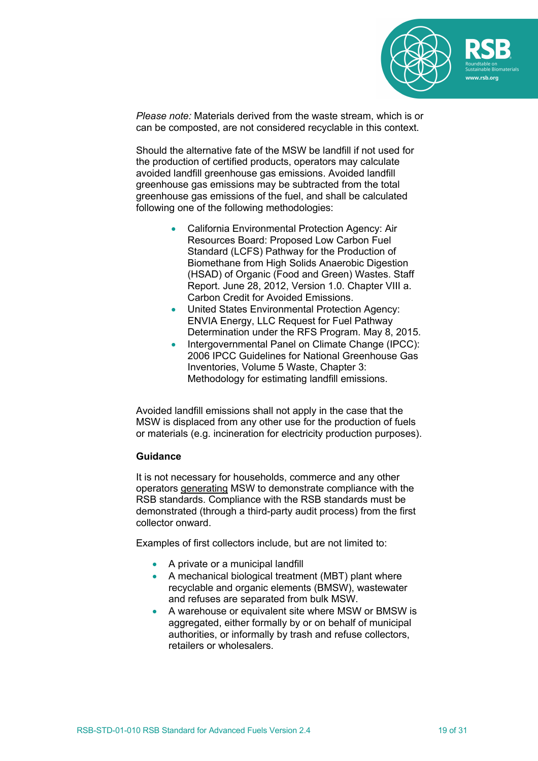*Please note:* Materials derived from the waste stream, which is or can be composted, are not considered recyclable in this context.

Should the alternative fate of the MSW be landfill if not used for the production of certified products, operators may calculate avoided landfill greenhouse gas emissions. Avoided landfill greenhouse gas emissions may be subtracted from the total greenhouse gas emissions of the fuel, and shall be calculated following one of the following methodologies:

- California Environmental Protection Agency: Air Resources Board: Proposed Low Carbon Fuel Standard (LCFS) Pathway for the Production of Biomethane from High Solids Anaerobic Digestion (HSAD) of Organic (Food and Green) Wastes. Staff Report. June 28, 2012, Version 1.0. Chapter VIII a. Carbon Credit for Avoided Emissions.
- United States Environmental Protection Agency: ENVIA Energy, LLC Request for Fuel Pathway Determination under the RFS Program. May 8, 2015.
- Intergovernmental Panel on Climate Change (IPCC): 2006 IPCC Guidelines for National Greenhouse Gas Inventories, Volume 5 Waste, Chapter 3: Methodology for estimating landfill emissions.

Avoided landfill emissions shall not apply in the case that the MSW is displaced from any other use for the production of fuels or materials (e.g. incineration for electricity production purposes).

**Guidance**

It is not necessary for households, commerce and any other operators generating MSW to demonstrate compliance with the RSB standards. Compliance with the RSB standards must be demonstrated (through a third-party audit process) from the first collector onward.

Examples of first collectors include, but are not limited to:

- A private or a municipal landfill
- A mechanical biological treatment (MBT) plant where recyclable and organic elements (BMSW), wastewater and refuses are separated from bulk MSW.
- A warehouse or equivalent site where MSW or BMSW is aggregated, either formally by or on behalf of municipal authorities, or informally by trash and refuse collectors, retailers or wholesalers.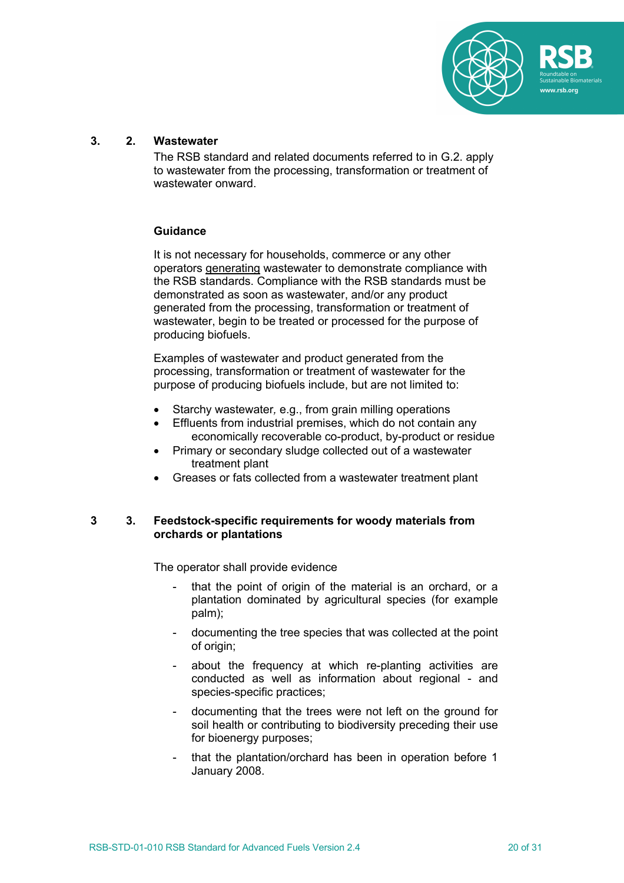### 3. 2. Wastewater

The RSB standard and related documents referred to in G.2. apply to wastewater from the processing, transformation or treatment of wastewater onward.

**Guidance**

It is not necessary for households, commerce or any other operators generating wastewater to demonstrate compliance with the RSB standards. Compliance with the RSB standards must be demonstrated as soon as wastewater, and/or any product generated from the processing, transformation or treatment of wastewater, begin to be treated or processed for the purpose of producing biofuels.

Examples of wastewater and product generated from the processing, transformation or treatment of wastewater for the purpose of producing biofuels include, but are not limited to:

- Starchy wastewater, e.g., from grain milling operations
- Effluents from industrial premises, which do not contain any economically recoverable co-product, by-product or residue
- Primary or secondary sludge collected out of a wastewater treatment plant
- Greases or fats collected from a wastewater treatment plant

### 3 3. Feedstock-specific requirements for woody materials from orchards or plantations

The operator shall provide evidence

- that the point of origin of the material is an orchard, or a plantation dominated by agricultural species (for example palm);
- documenting the tree species that was collected at the point of origin;
- about the frequency at which re-planting activities are conducted as well as information about regional - and species-specific practices;
- documenting that the trees were not left on the ground for soil health or contributing to biodiversity preceding their use for bioenergy purposes;
- that the plantation/orchard has been in operation before 1 January 2008.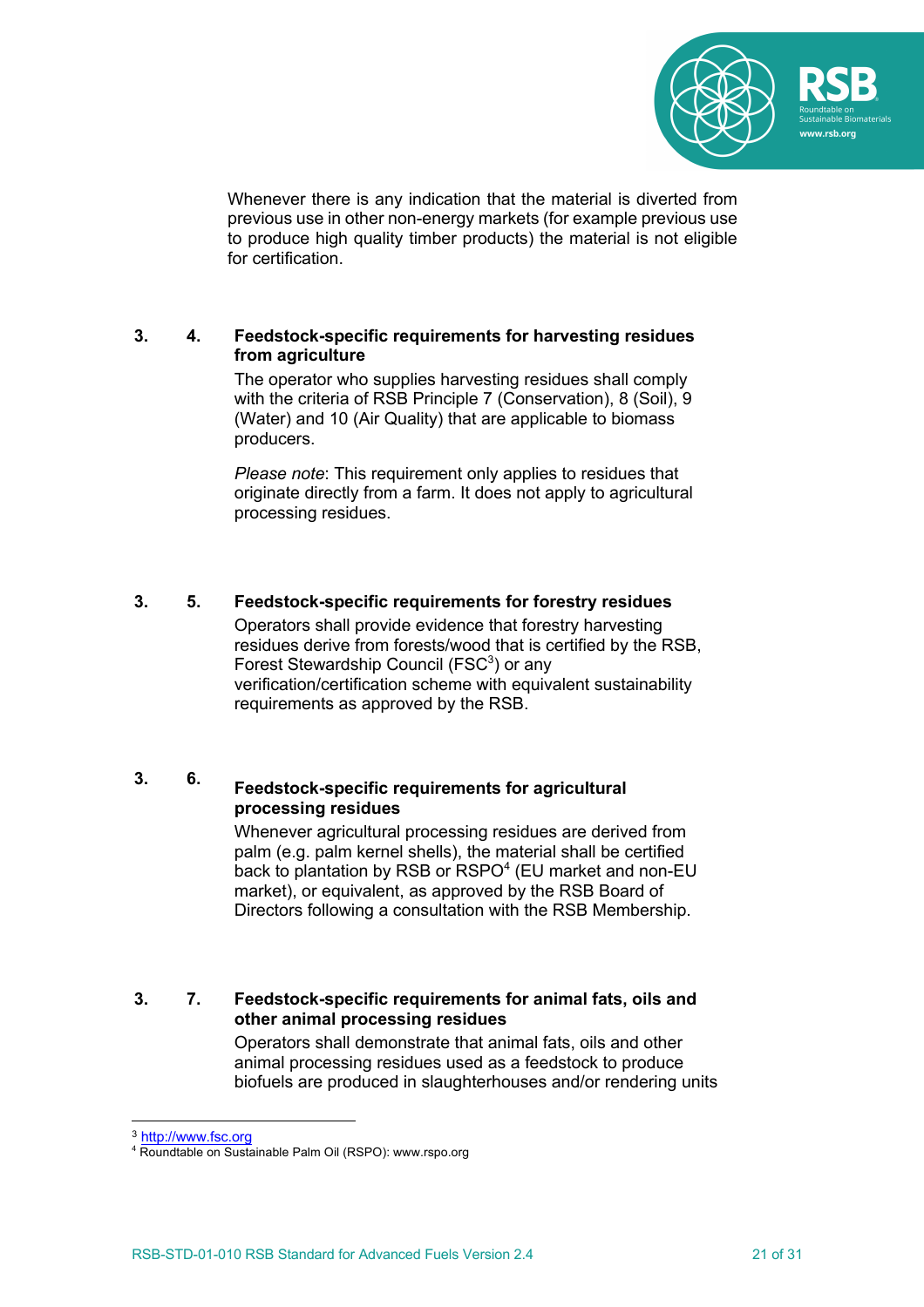Whenever there is any indication that the material is diverted from previous use in other non-energy markets (for example previous use to produce high quality timber products) the material is not eligible for certification.

### 3. 4. Feedstock-specific requirements for harvesting residues from agriculture

The operator who supplies harvesting residues shall comply with the criteria of RSB Principle 7 (Conservation), 8 (Soil), 9 (Water) and 10 (Air Quality) that are applicable to biomass producers.

*Please note*: This requirement only applies to residues that originate directly from a farm. It does not apply to agricultural processing residues.

### 3. 5. Feedstock-specific requirements for forestry residues

Operators shall provide evidence that forestry harvesting residues derive from forests/wood that is certified by the RSB, Forest Stewardship Council (FSC[3]) or any verification/certification scheme with equivalent sustainability requirements as approved by the RSB.

### 3. 6. Feedstock-specific requirements for agricultural processing residues

Whenever agricultural processing residues are derived from palm (e.g. palm kernel shells), the material shall be certified back to plantation by RSB or RSPO[4] (EU market and non-EU market), or equivalent, as approved by the RSB Board of Directors following a consultation with the RSB Membership.

### 3. 7. Feedstock-specific requirements for animal fats, oils and other animal processing residues

Operators shall demonstrate that animal fats, oils and other animal processing residues used as a feedstock to produce biofuels are produced in slaughterhouses and/or rendering units

---

[3] http://www.fsc.org

[4] Roundtable on Sustainable Palm Oil (RSPO): www.rspo.org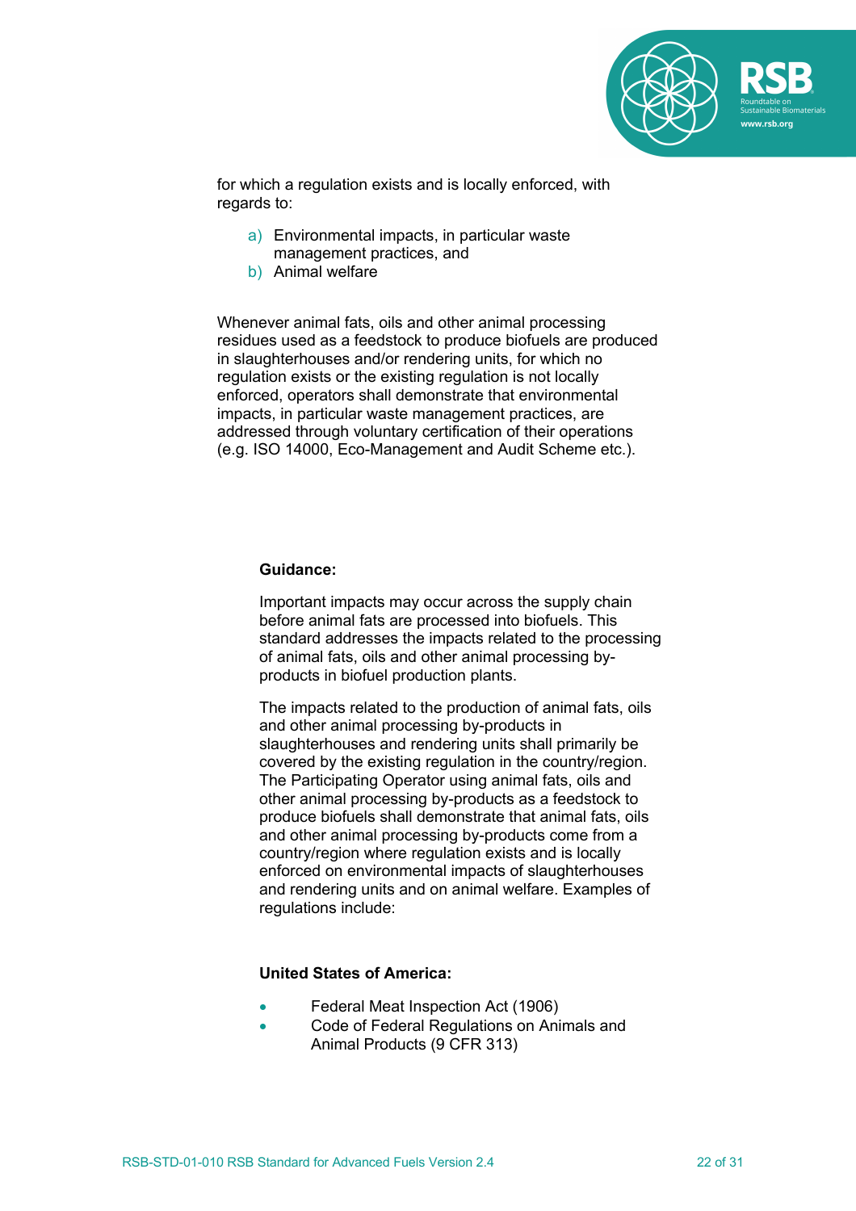for which a regulation exists and is locally enforced, with regards to:

a) Environmental impacts, in particular waste management practices, and
b) Animal welfare

Whenever animal fats, oils and other animal processing residues used as a feedstock to produce biofuels are produced in slaughterhouses and/or rendering units, for which no regulation exists or the existing regulation is not locally enforced, operators shall demonstrate that environmental impacts, in particular waste management practices, are addressed through voluntary certification of their operations (e.g. ISO 14000, Eco-Management and Audit Scheme etc.).

**Guidance:**

Important impacts may occur across the supply chain before animal fats are processed into biofuels. This standard addresses the impacts related to the processing of animal fats, oils and other animal processing by-products in biofuel production plants.

The impacts related to the production of animal fats, oils and other animal processing by-products in slaughterhouses and rendering units shall primarily be covered by the existing regulation in the country/region. The Participating Operator using animal fats, oils and other animal processing by-products as a feedstock to produce biofuels shall demonstrate that animal fats, oils and other animal processing by-products come from a country/region where regulation exists and is locally enforced on environmental impacts of slaughterhouses and rendering units and on animal welfare. Examples of regulations include:

**United States of America:**

- Federal Meat Inspection Act (1906)
- Code of Federal Regulations on Animals and Animal Products (9 CFR 313)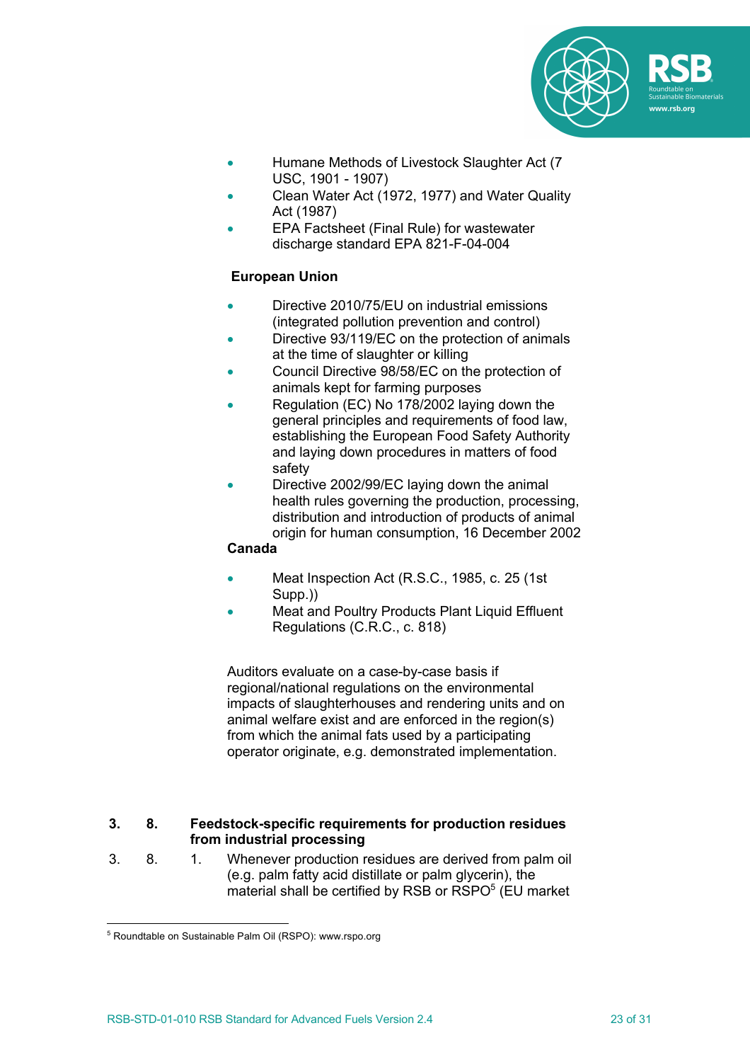- Humane Methods of Livestock Slaughter Act (7 USC, 1901 - 1907)
- Clean Water Act (1972, 1977) and Water Quality Act (1987)
- EPA Factsheet (Final Rule) for wastewater discharge standard EPA 821-F-04-004

**European Union**

- Directive 2010/75/EU on industrial emissions (integrated pollution prevention and control)
- Directive 93/119/EC on the protection of animals at the time of slaughter or killing
- Council Directive 98/58/EC on the protection of animals kept for farming purposes
- Regulation (EC) No 178/2002 laying down the general principles and requirements of food law, establishing the European Food Safety Authority and laying down procedures in matters of food safety
- Directive 2002/99/EC laying down the animal health rules governing the production, processing, distribution and introduction of products of animal origin for human consumption, 16 December 2002

**Canada**

- Meat Inspection Act (R.S.C., 1985, c. 25 (1st Supp.))
- Meat and Poultry Products Plant Liquid Effluent Regulations (C.R.C., c. 818)

Auditors evaluate on a case-by-case basis if regional/national regulations on the environmental impacts of slaughterhouses and rendering units and on animal welfare exist and are enforced in the region(s) from which the animal fats used by a participating operator originate, e.g. demonstrated implementation.

## 3. 8. Feedstock-specific requirements for production residues from industrial processing

3. 8. 1. Whenever production residues are derived from palm oil (e.g. palm fatty acid distillate or palm glycerin), the material shall be certified by RSB or RSPO[5] (EU market

[5] Roundtable on Sustainable Palm Oil (RSPO): www.rspo.org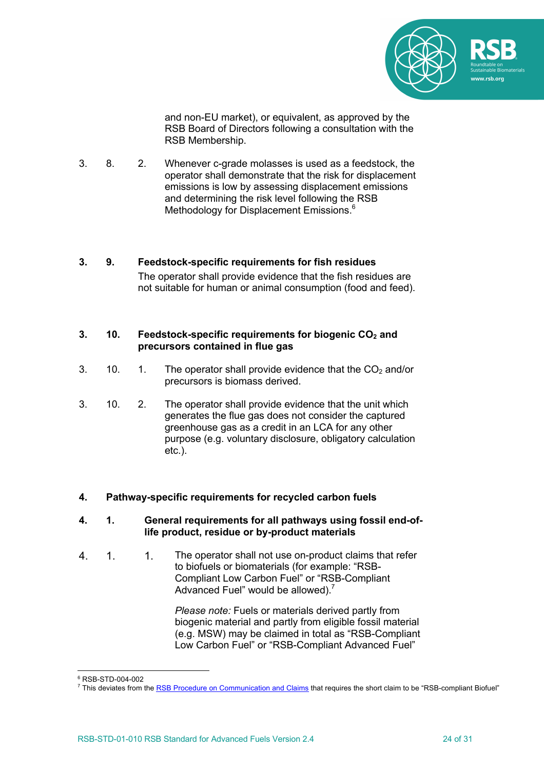and non-EU market), or equivalent, as approved by the RSB Board of Directors following a consultation with the RSB Membership.

3. 8. 2. Whenever c-grade molasses is used as a feedstock, the operator shall demonstrate that the risk for displacement emissions is low by assessing displacement emissions and determining the risk level following the RSB Methodology for Displacement Emissions.[6]

**3. 9. Feedstock-specific requirements for fish residues**

The operator shall provide evidence that the fish residues are not suitable for human or animal consumption (food and feed).

**3. 10. Feedstock-specific requirements for biogenic $CO_2$ and precursors contained in flue gas**

3. 10. 1. The operator shall provide evidence that the $CO_2$ and/or precursors is biomass derived.

3. 10. 2. The operator shall provide evidence that the unit which generates the flue gas does not consider the captured greenhouse gas as a credit in an LCA for any other purpose (e.g. voluntary disclosure, obligatory calculation etc.).

**4. Pathway-specific requirements for recycled carbon fuels**

**4. 1. General requirements for all pathways using fossil end-of-life product, residue or by-product materials**

4. 1. 1. The operator shall not use on-product claims that refer to biofuels or biomaterials (for example: "RSB-Compliant Low Carbon Fuel" or "RSB-Compliant Advanced Fuel" would be allowed).[7]

*Please note:* Fuels or materials derived partly from biogenic material and partly from eligible fossil material (e.g. MSW) may be claimed in total as "RSB-Compliant Low Carbon Fuel" or "RSB-Compliant Advanced Fuel"

---

[6] RSB-STD-004-002

[7] This deviates from the RSB Procedure on Communication and Claims that requires the short claim to be "RSB-compliant Biofuel"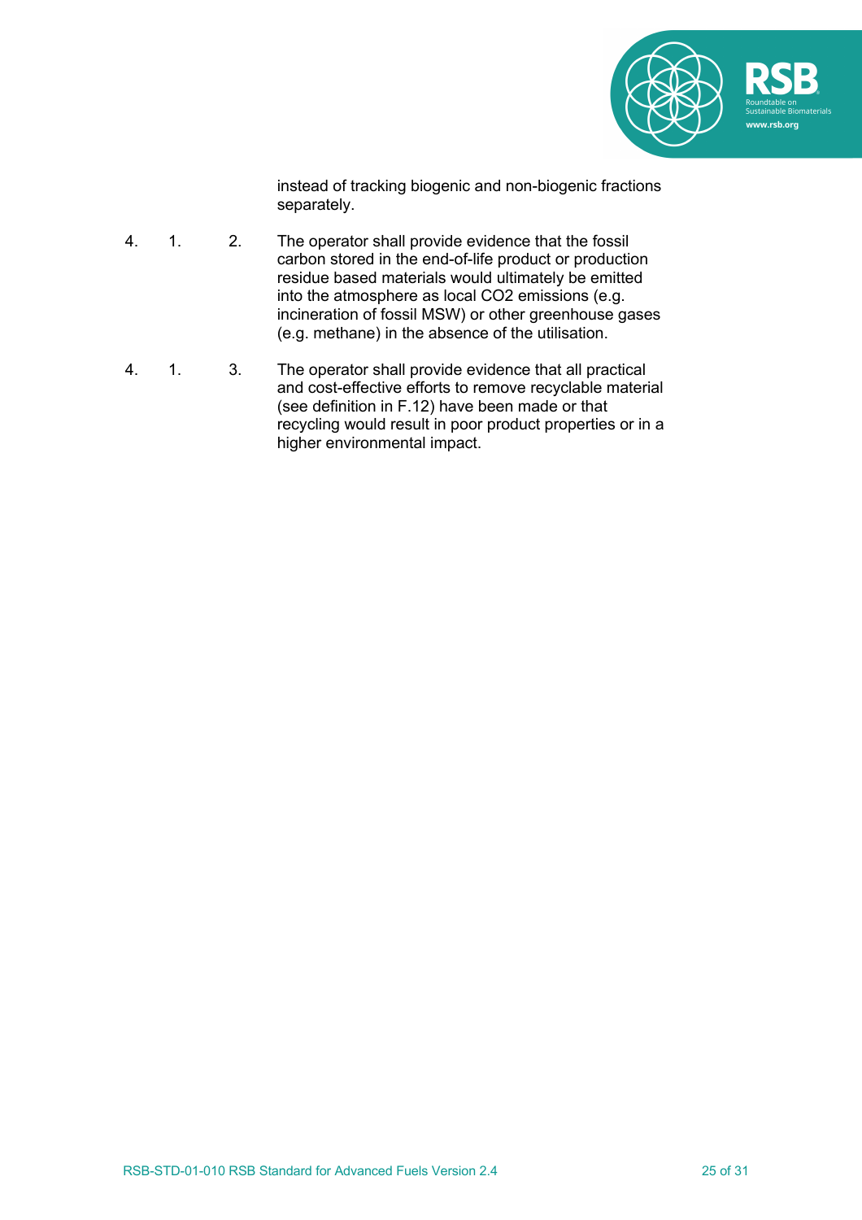instead of tracking biogenic and non-biogenic fractions separately.

4.1.2. The operator shall provide evidence that the fossil carbon stored in the end-of-life product or production residue based materials would ultimately be emitted into the atmosphere as local $CO_2$ emissions (e.g. incineration of fossil MSW) or other greenhouse gases (e.g. methane) in the absence of the utilisation.

4.1.3. The operator shall provide evidence that all practical and cost-effective efforts to remove recyclable material (see definition in F.12) have been made or that recycling would result in poor product properties or in a higher environmental impact.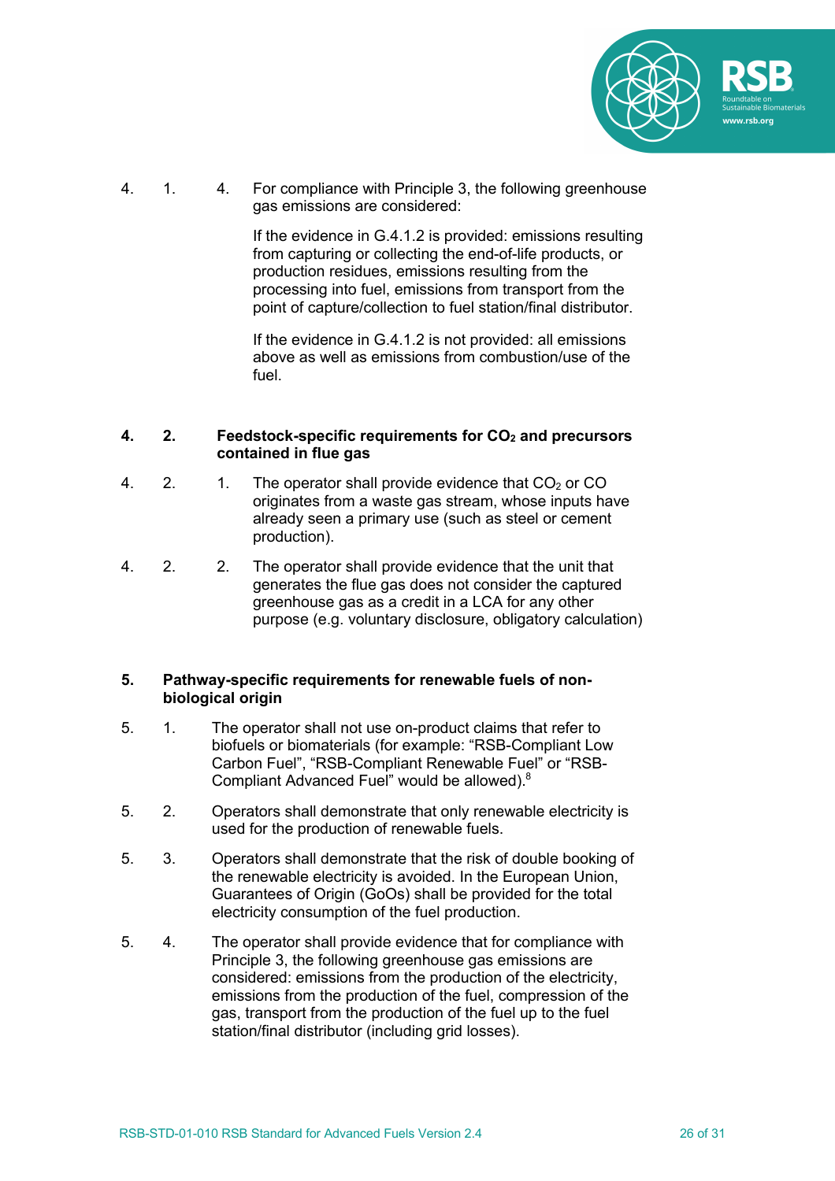4. 1. 4. For compliance with Principle 3, the following greenhouse gas emissions are considered:

If the evidence in G.4.1.2 is provided: emissions resulting from capturing or collecting the end-of-life products, or production residues, emissions resulting from the processing into fuel, emissions from transport from the point of capture/collection to fuel station/final distributor.

If the evidence in G.4.1.2 is not provided: all emissions above as well as emissions from combustion/use of the fuel.

**4. 2. Feedstock-specific requirements for $CO_2$ and precursors contained in flue gas**

4. 2. 1. The operator shall provide evidence that $CO_2$ or CO originates from a waste gas stream, whose inputs have already seen a primary use (such as steel or cement production).

4. 2. 2. The operator shall provide evidence that the unit that generates the flue gas does not consider the captured greenhouse gas as a credit in a LCA for any other purpose (e.g. voluntary disclosure, obligatory calculation)

**5. Pathway-specific requirements for renewable fuels of non-biological origin**

5. 1. The operator shall not use on-product claims that refer to biofuels or biomaterials (for example: "RSB-Compliant Low Carbon Fuel", "RSB-Compliant Renewable Fuel" or "RSB-Compliant Advanced Fuel" would be allowed).[8]

5. 2. Operators shall demonstrate that only renewable electricity is used for the production of renewable fuels.

5. 3. Operators shall demonstrate that the risk of double booking of the renewable electricity is avoided. In the European Union, Guarantees of Origin (GoOs) shall be provided for the total electricity consumption of the fuel production.

5. 4. The operator shall provide evidence that for compliance with Principle 3, the following greenhouse gas emissions are considered: emissions from the production of the electricity, emissions from the production of the fuel, compression of the gas, transport from the production of the fuel up to the fuel station/final distributor (including grid losses).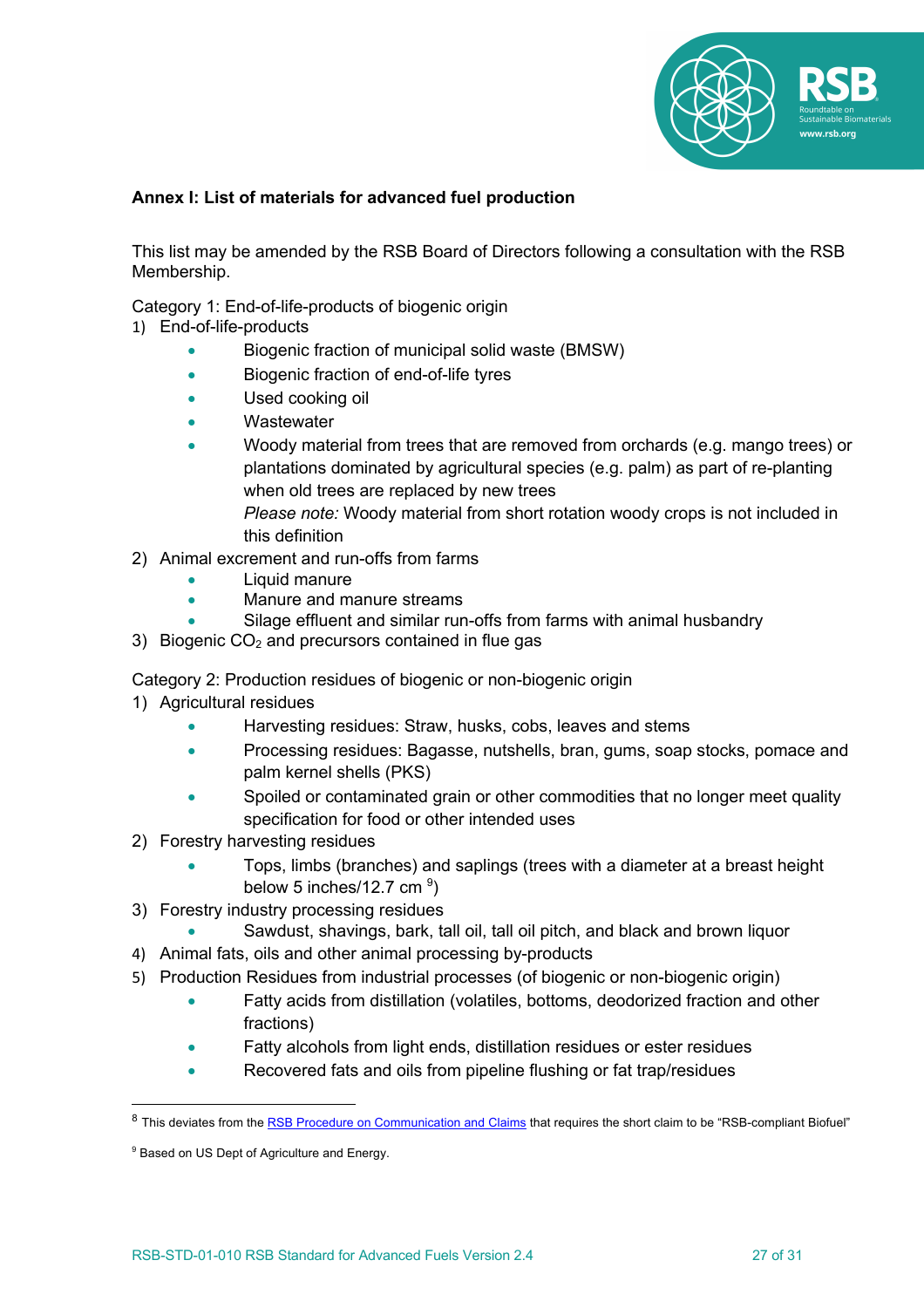**Annex I: List of materials for advanced fuel production**

This list may be amended by the RSB Board of Directors following a consultation with the RSB Membership.

Category 1: End-of-life-products of biogenic origin

1) End-of-life-products
   - Biogenic fraction of municipal solid waste (BMSW)
   - Biogenic fraction of end-of-life tyres
   - Used cooking oil
   - Wastewater
   - Woody material from trees that are removed from orchards (e.g. mango trees) or plantations dominated by agricultural species (e.g. palm) as part of re-planting when old trees are replaced by new trees
     *Please note:* Woody material from short rotation woody crops is not included in this definition
2) Animal excrement and run-offs from farms
   - Liquid manure
   - Manure and manure streams
   - Silage effluent and similar run-offs from farms with animal husbandry
3) Biogenic $CO_2$ and precursors contained in flue gas

Category 2: Production residues of biogenic or non-biogenic origin

1) Agricultural residues
   - Harvesting residues: Straw, husks, cobs, leaves and stems
   - Processing residues: Bagasse, nutshells, bran, gums, soap stocks, pomace and palm kernel shells (PKS)
   - Spoiled or contaminated grain or other commodities that no longer meet quality specification for food or other intended uses
2) Forestry harvesting residues
   - Tops, limbs (branches) and saplings (trees with a diameter at a breast height below 5 inches/12.7 cm [9])
3) Forestry industry processing residues
   - Sawdust, shavings, bark, tall oil, tall oil pitch, and black and brown liquor
4) Animal fats, oils and other animal processing by-products
5) Production Residues from industrial processes (of biogenic or non-biogenic origin)
   - Fatty acids from distillation (volatiles, bottoms, deodorized fraction and other fractions)
   - Fatty alcohols from light ends, distillation residues or ester residues
   - Recovered fats and oils from pipeline flushing or fat trap/residues

---

[8] This deviates from the RSB Procedure on Communication and Claims that requires the short claim to be "RSB-compliant Biofuel"

[9] Based on US Dept of Agriculture and Energy.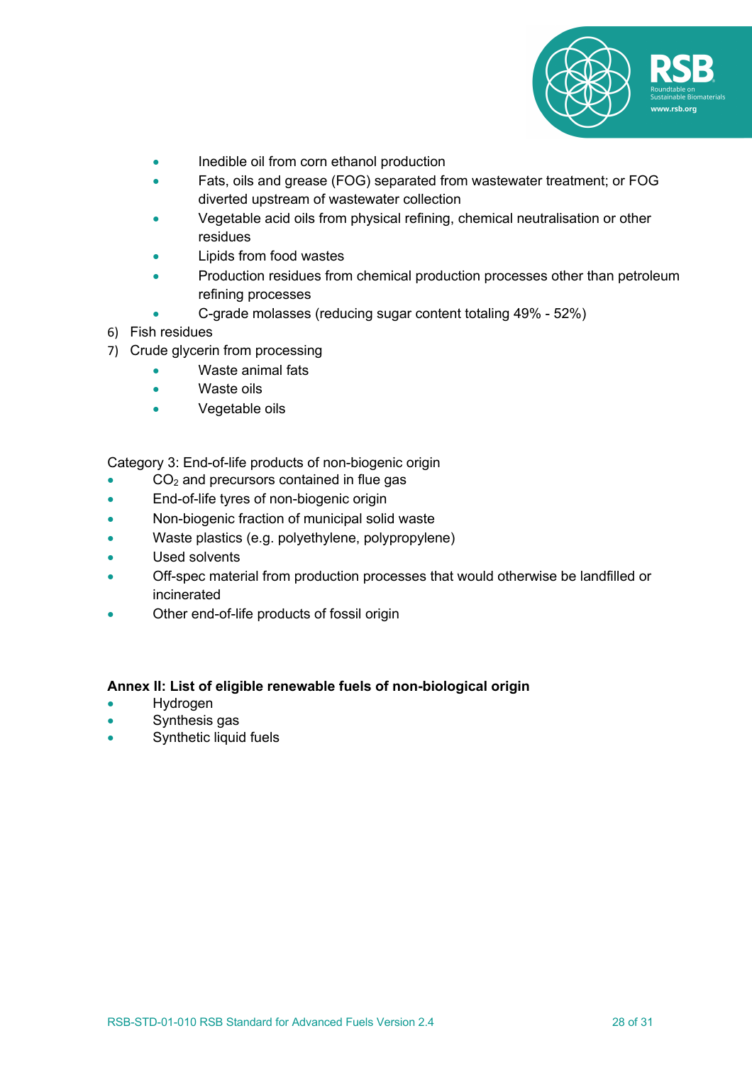- Inedible oil from corn ethanol production
- Fats, oils and grease (FOG) separated from wastewater treatment; or FOG diverted upstream of wastewater collection
- Vegetable acid oils from physical refining, chemical neutralisation or other residues
- Lipids from food wastes
- Production residues from chemical production processes other than petroleum refining processes
- C-grade molasses (reducing sugar content totaling 49% - 52%)

6) Fish residues
7) Crude glycerin from processing
    - Waste animal fats
    - Waste oils
    - Vegetable oils

Category 3: End-of-life products of non-biogenic origin

- $CO_2$ and precursors contained in flue gas
- End-of-life tyres of non-biogenic origin
- Non-biogenic fraction of municipal solid waste
- Waste plastics (e.g. polyethylene, polypropylene)
- Used solvents
- Off-spec material from production processes that would otherwise be landfilled or incinerated
- Other end-of-life products of fossil origin

**Annex II: List of eligible renewable fuels of non-biological origin**

- Hydrogen
- Synthesis gas
- Synthetic liquid fuels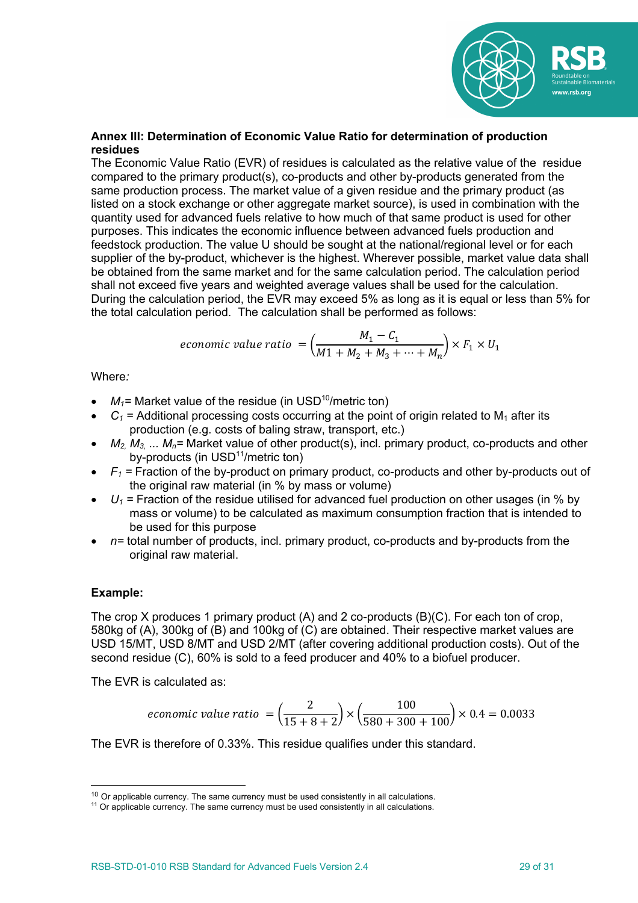**Annex III: Determination of Economic Value Ratio for determination of production residues**

The Economic Value Ratio (EVR) of residues is calculated as the relative value of the residue compared to the primary product(s), co-products and other by-products generated from the same production process. The market value of a given residue and the primary product (as listed on a stock exchange or other aggregate market source), is used in combination with the quantity used for advanced fuels relative to how much of that same product is used for other purposes. This indicates the economic influence between advanced fuels production and feedstock production. The value U should be sought at the national/regional level or for each supplier of the by-product, whichever is the highest. Wherever possible, market value data shall be obtained from the same market and for the same calculation period. The calculation period shall not exceed five years and weighted average values shall be used for the calculation. During the calculation period, the EVR may exceed 5% as long as it is equal or less than 5% for the total calculation period. The calculation shall be performed as follows:

$$economic\ value\ ratio\ = \left(\frac{M_1 - C_1}{M1 + M_2 + M_3 + \cdots + M_n}\right) \times F_1 \times U_1$$

Where*:*

- $M_1$= Market value of the residue (in USD[10]/metric ton)
- $C_1$ = Additional processing costs occurring at the point of origin related to $M_1$ after its production (e.g. costs of baling straw, transport, etc.)
- $M_2$, $M_3$, ... $M_n$= Market value of other product(s), incl. primary product, co-products and other by-products (in USD[11]/metric ton)
- $F_1$ = Fraction of the by-product on primary product, co-products and other by-products out of the original raw material (in % by mass or volume)
- $U_1$ = Fraction of the residue utilised for advanced fuel production on other usages (in % by mass or volume) to be calculated as maximum consumption fraction that is intended to be used for this purpose
- $n$= total number of products, incl. primary product, co-products and by-products from the original raw material.

**Example:**

The crop X produces 1 primary product (A) and 2 co-products (B)(C). For each ton of crop, 580kg of (A), 300kg of (B) and 100kg of (C) are obtained. Their respective market values are USD 15/MT, USD 8/MT and USD 2/MT (after covering additional production costs). Out of the second residue (C), 60% is sold to a feed producer and 40% to a biofuel producer.

The EVR is calculated as:

$$economic\ value\ ratio\ = \left(\frac{2}{15 + 8 + 2}\right) \times \left(\frac{100}{580 + 300 + 100}\right) \times 0.4 = 0.0033$$

The EVR is therefore of 0.33%. This residue qualifies under this standard.

[10] Or applicable currency. The same currency must be used consistently in all calculations.

[11] Or applicable currency. The same currency must be used consistently in all calculations.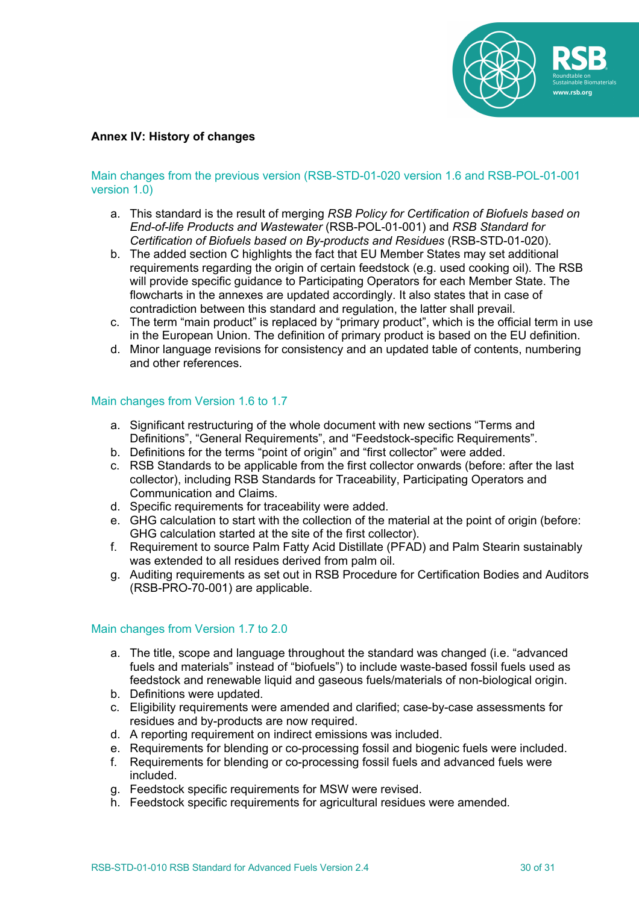**Annex IV: History of changes**

## Main changes from the previous version (RSB-STD-01-020 version 1.6 and RSB-POL-01-001 version 1.0)

a. This standard is the result of merging *RSB Policy for Certification of Biofuels based on End-of-life Products and Wastewater* (RSB-POL-01-001) and *RSB Standard for Certification of Biofuels based on By-products and Residues* (RSB-STD-01-020).
b. The added section C highlights the fact that EU Member States may set additional requirements regarding the origin of certain feedstock (e.g. used cooking oil). The RSB will provide specific guidance to Participating Operators for each Member State. The flowcharts in the annexes are updated accordingly. It also states that in case of contradiction between this standard and regulation, the latter shall prevail.
c. The term "main product" is replaced by "primary product", which is the official term in use in the European Union. The definition of primary product is based on the EU definition.
d. Minor language revisions for consistency and an updated table of contents, numbering and other references.

## Main changes from Version 1.6 to 1.7

a. Significant restructuring of the whole document with new sections "Terms and Definitions", "General Requirements", and "Feedstock-specific Requirements".
b. Definitions for the terms "point of origin" and "first collector" were added.
c. RSB Standards to be applicable from the first collector onwards (before: after the last collector), including RSB Standards for Traceability, Participating Operators and Communication and Claims.
d. Specific requirements for traceability were added.
e. GHG calculation to start with the collection of the material at the point of origin (before: GHG calculation started at the site of the first collector).
f. Requirement to source Palm Fatty Acid Distillate (PFAD) and Palm Stearin sustainably was extended to all residues derived from palm oil.
g. Auditing requirements as set out in RSB Procedure for Certification Bodies and Auditors (RSB-PRO-70-001) are applicable.

## Main changes from Version 1.7 to 2.0

a. The title, scope and language throughout the standard was changed (i.e. "advanced fuels and materials" instead of "biofuels") to include waste-based fossil fuels used as feedstock and renewable liquid and gaseous fuels/materials of non-biological origin.
b. Definitions were updated.
c. Eligibility requirements were amended and clarified; case-by-case assessments for residues and by-products are now required.
d. A reporting requirement on indirect emissions was included.
e. Requirements for blending or co-processing fossil and biogenic fuels were included.
f. Requirements for blending or co-processing fossil fuels and advanced fuels were included.
g. Feedstock specific requirements for MSW were revised.
h. Feedstock specific requirements for agricultural residues were amended.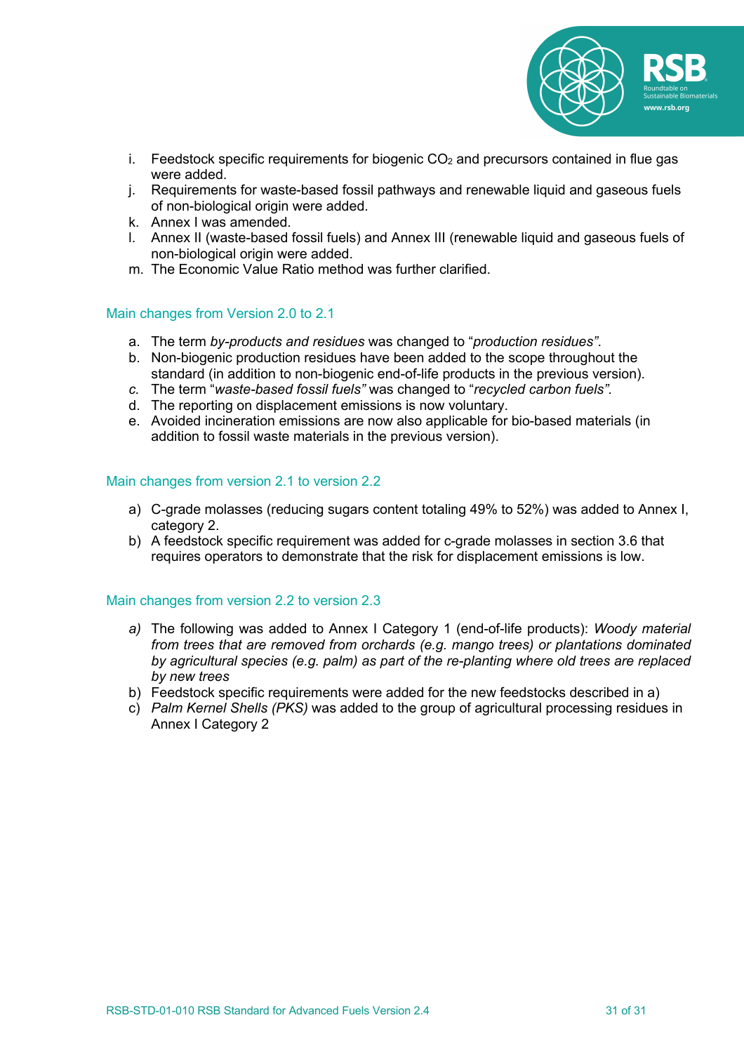i. Feedstock specific requirements for biogenic $CO_2$ and precursors contained in flue gas were added.
j. Requirements for waste-based fossil pathways and renewable liquid and gaseous fuels of non-biological origin were added.
k. Annex I was amended.
l. Annex II (waste-based fossil fuels) and Annex III (renewable liquid and gaseous fuels of non-biological origin were added.
m. The Economic Value Ratio method was further clarified.

### Main changes from Version 2.0 to 2.1

a. The term *by-products and residues* was changed to "*production residues"*.
b. Non-biogenic production residues have been added to the scope throughout the standard (in addition to non-biogenic end-of-life products in the previous version).
c. The term "*waste-based fossil fuels"* was changed to "*recycled carbon fuels".*
d. The reporting on displacement emissions is now voluntary.
e. Avoided incineration emissions are now also applicable for bio-based materials (in addition to fossil waste materials in the previous version).

### Main changes from version 2.1 to version 2.2

a) C-grade molasses (reducing sugars content totaling 49% to 52%) was added to Annex I, category 2.
b) A feedstock specific requirement was added for c-grade molasses in section 3.6 that requires operators to demonstrate that the risk for displacement emissions is low.

### Main changes from version 2.2 to version 2.3

*a)* The following was added to Annex I Category 1 (end-of-life products): *Woody material from trees that are removed from orchards (e.g. mango trees) or plantations dominated by agricultural species (e.g. palm) as part of the re-planting where old trees are replaced by new trees*
b) Feedstock specific requirements were added for the new feedstocks described in a)
c) *Palm Kernel Shells (PKS)* was added to the group of agricultural processing residues in Annex I Category 2